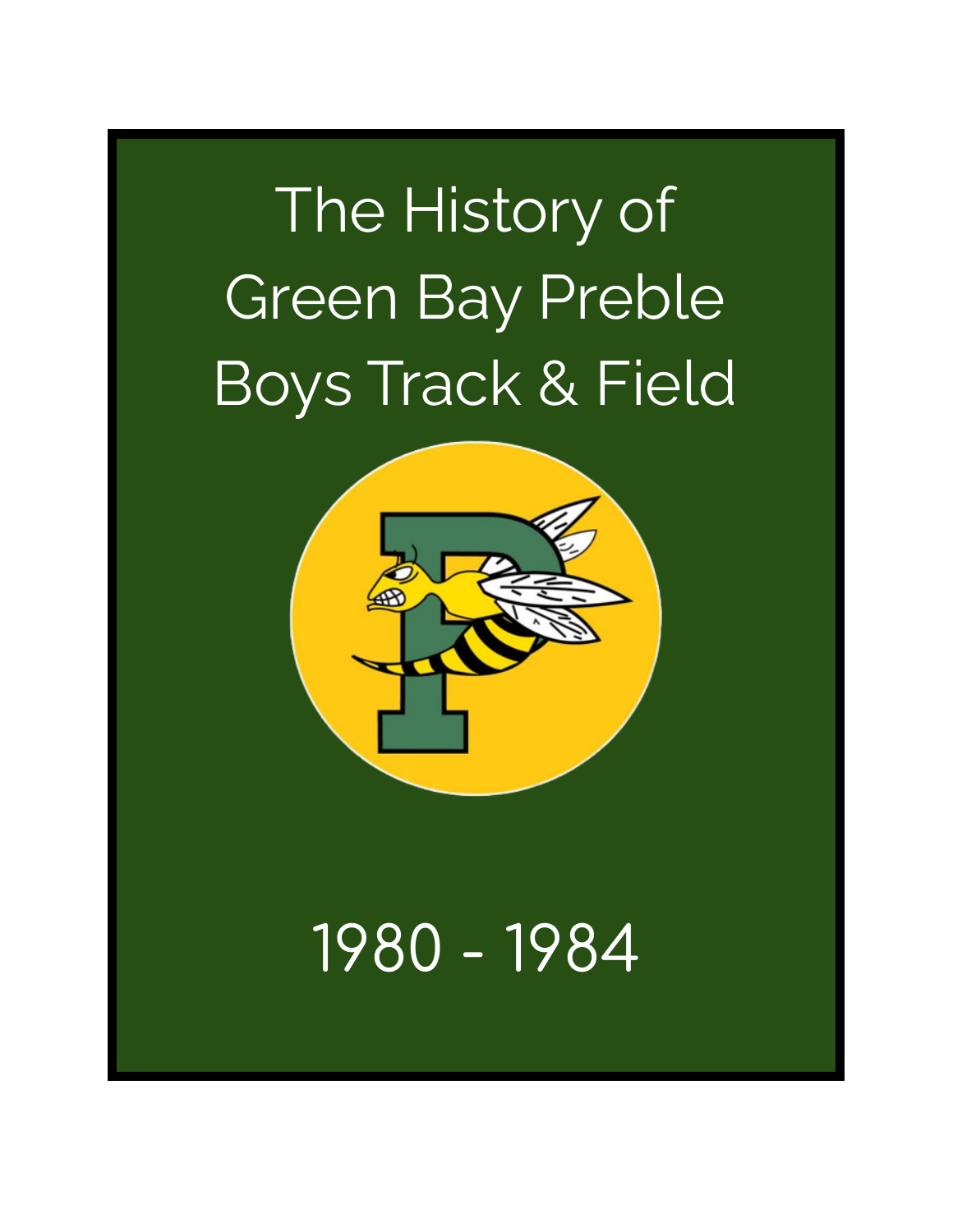# The History of Green Bay Preble Boys Track & Field

1980 - 1984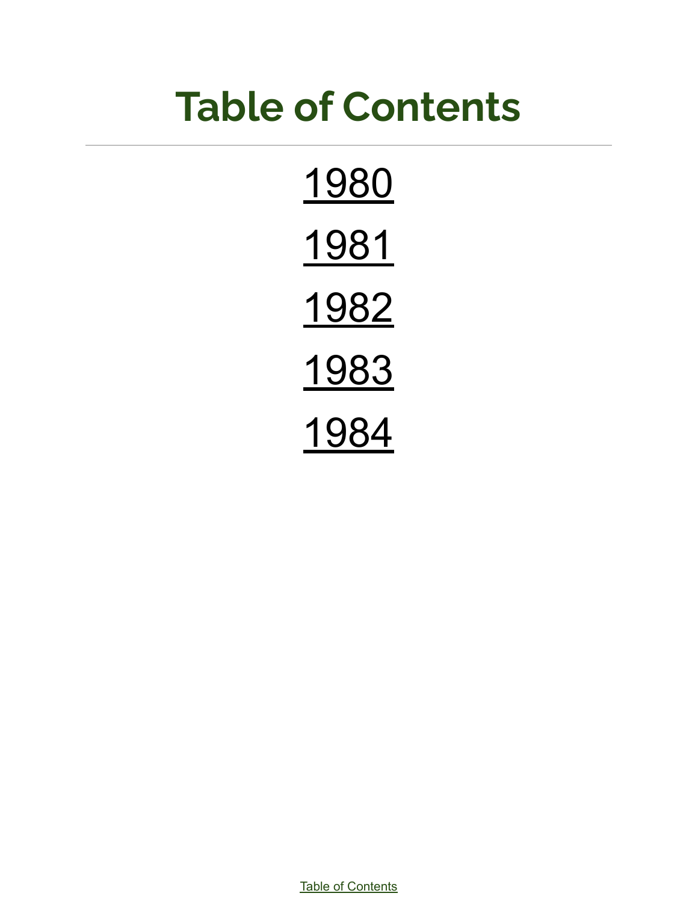# Table of Contents

---

1980

1981

1982

1983

1984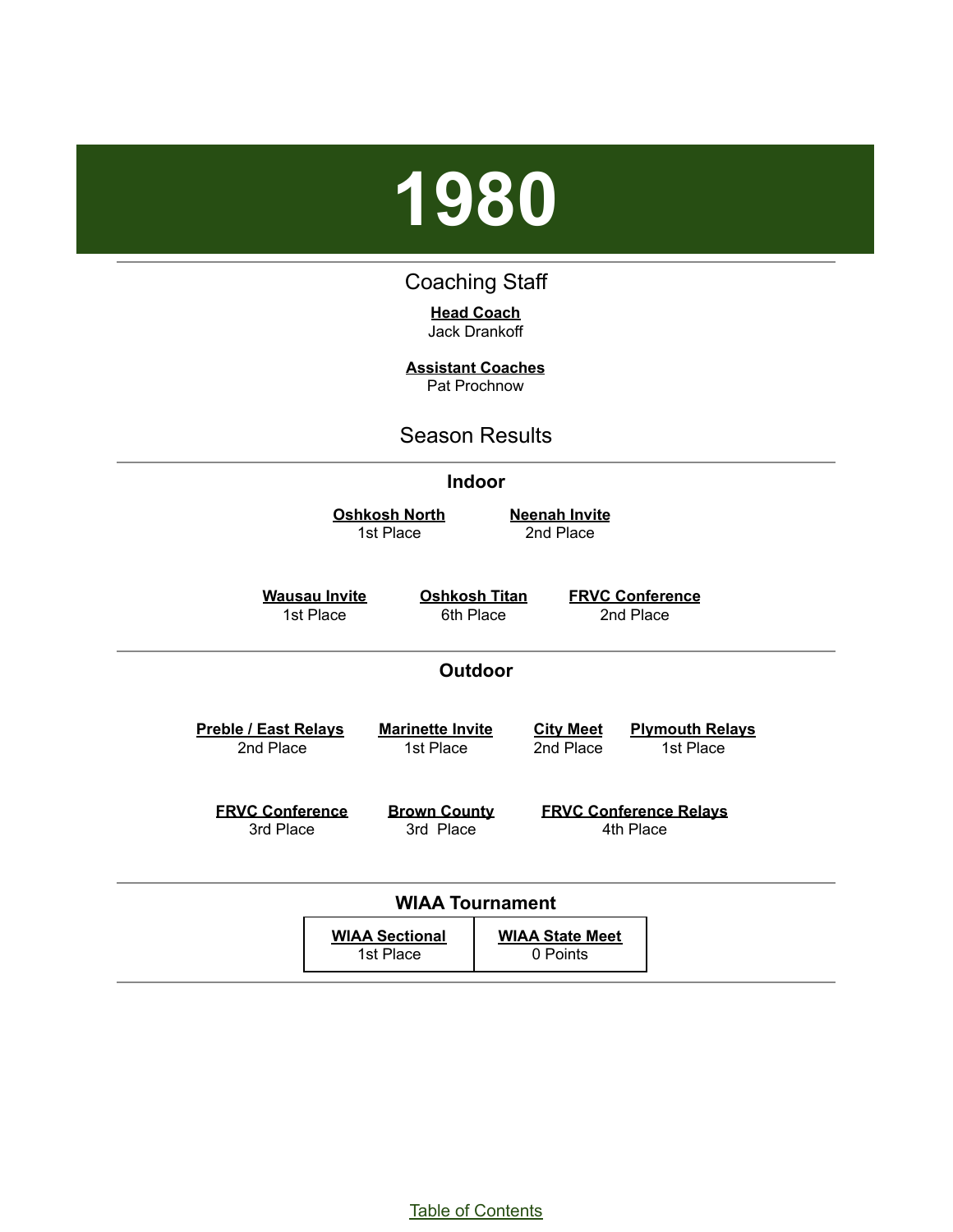# 1980

## Coaching Staff

**Head Coach**
Jack Drankoff

**Assistant Coaches**
Pat Prochnow

## Season Results

### Indoor

**Oshkosh North**
1st Place

**Neenah Invite**
2nd Place

**Wausau Invite**
1st Place

**Oshkosh Titan**
6th Place

**FRVC Conference**
2nd Place

### Outdoor

**Preble / East Relays**
2nd Place

**Marinette Invite**
1st Place

**City Meet**
2nd Place

**Plymouth Relays**
1st Place

**FRVC Conference**
3rd Place

**Brown County**
3rd Place

**FRVC Conference Relays**
4th Place

### WIAA Tournament

| WIAA Sectional | WIAA State Meet |
|---|---|
| 1st Place | 0 Points |

Table of Contents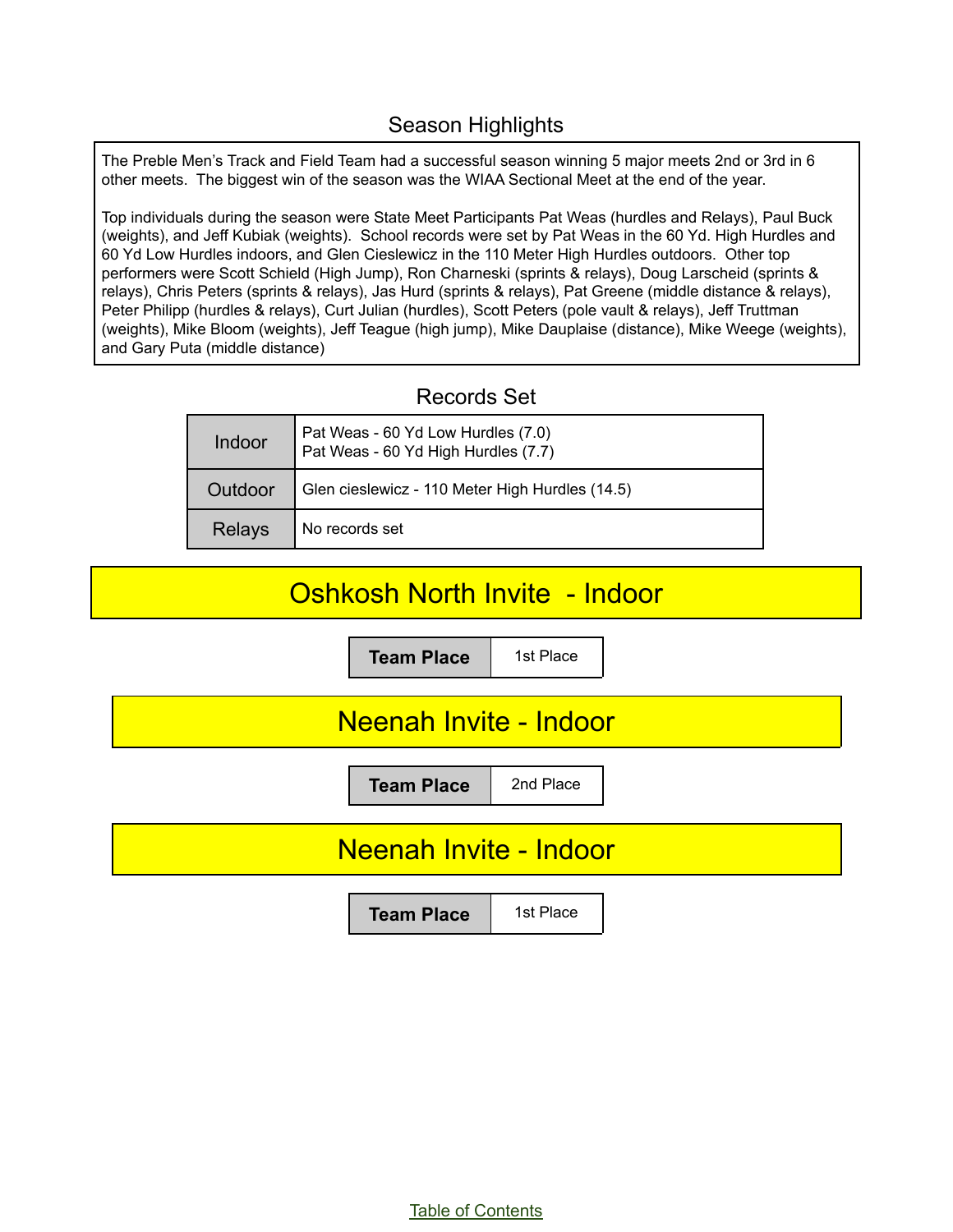## Season Highlights

The Preble Men's Track and Field Team had a successful season winning 5 major meets 2nd or 3rd in 6 other meets. The biggest win of the season was the WIAA Sectional Meet at the end of the year.

Top individuals during the season were State Meet Participants Pat Weas (hurdles and Relays), Paul Buck (weights), and Jeff Kubiak (weights). School records were set by Pat Weas in the 60 Yd. High Hurdles and 60 Yd Low Hurdles indoors, and Glen Cieslewicz in the 110 Meter High Hurdles outdoors. Other top performers were Scott Schield (High Jump), Ron Charneski (sprints & relays), Doug Larscheid (sprints & relays), Chris Peters (sprints & relays), Jas Hurd (sprints & relays), Pat Greene (middle distance & relays), Peter Philipp (hurdles & relays), Curt Julian (hurdles), Scott Peters (pole vault & relays), Jeff Truttman (weights), Mike Bloom (weights), Jeff Teague (high jump), Mike Dauplaise (distance), Mike Weege (weights), and Gary Puta (middle distance)

## Records Set

| | |
|---|---|
| Indoor | Pat Weas - 60 Yd Low Hurdles (7.0)<br>Pat Weas - 60 Yd High Hurdles (7.7) |
| Outdoor | Glen cieslewicz - 110 Meter High Hurdles (14.5) |
| Relays | No records set |

## Oshkosh North Invite - Indoor

| Team Place | 1st Place |
|---|---|

## Neenah Invite - Indoor

| Team Place | 2nd Place |
|---|---|

## Neenah Invite - Indoor

| Team Place | 1st Place |
|---|---|

Table of Contents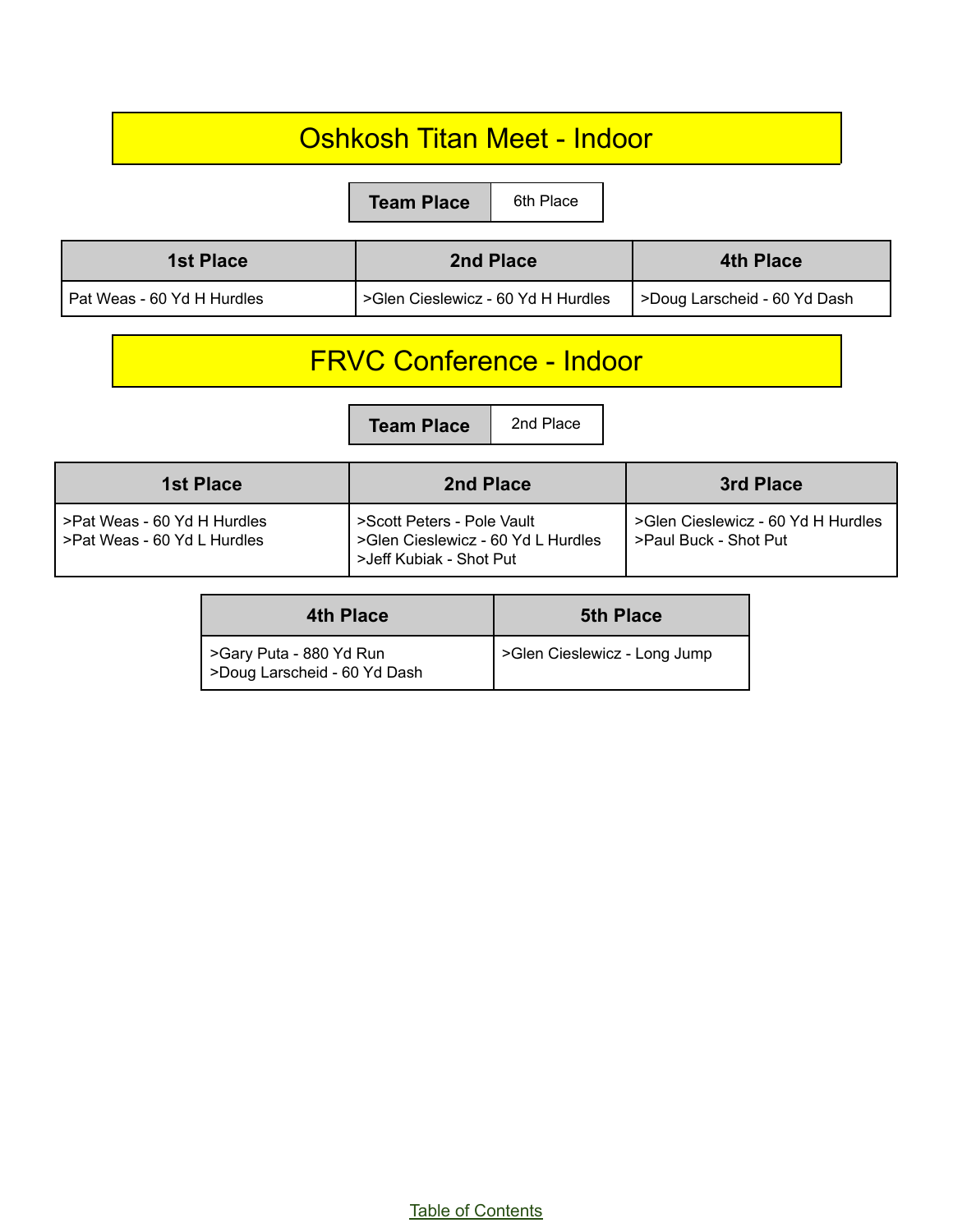# Oshkosh Titan Meet - Indoor

| Team Place | 6th Place |
| --- | --- |

| 1st Place | 2nd Place | 4th Place |
| --- | --- | --- |
| Pat Weas - 60 Yd H Hurdles | >Glen Cieslewicz - 60 Yd H Hurdles | >Doug Larscheid - 60 Yd Dash |

# FRVC Conference - Indoor

| Team Place | 2nd Place |
| --- | --- |

| 1st Place | 2nd Place | 3rd Place |
| --- | --- | --- |
| >Pat Weas - 60 Yd H Hurdles<br>>Pat Weas - 60 Yd L Hurdles | >Scott Peters - Pole Vault<br>>Glen Cieslewicz - 60 Yd L Hurdles<br>>Jeff Kubiak - Shot Put | >Glen Cieslewicz - 60 Yd H Hurdles<br>>Paul Buck - Shot Put |

| 4th Place | 5th Place |
| --- | --- |
| >Gary Puta - 880 Yd Run<br>>Doug Larscheid - 60 Yd Dash | >Glen Cieslewicz - Long Jump |

Table of Contents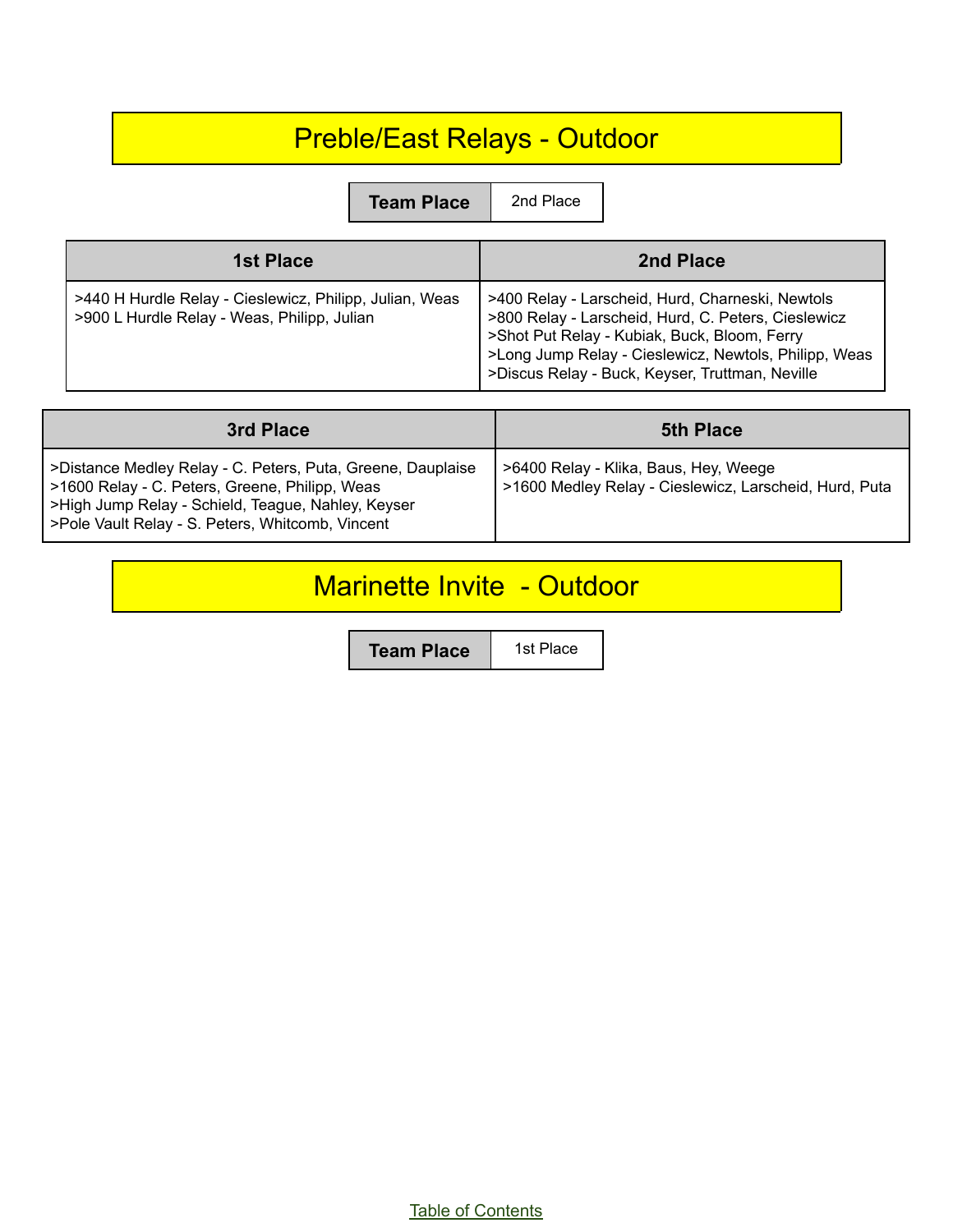# Preble/East Relays - Outdoor

| Team Place | 2nd Place |
|---|---|

| 1st Place | 2nd Place |
|---|---|
| >440 H Hurdle Relay - Cieslewicz, Philipp, Julian, Weas<br>>900 L Hurdle Relay - Weas, Philipp, Julian | >400 Relay - Larscheid, Hurd, Charneski, Newtols<br>>800 Relay - Larscheid, Hurd, C. Peters, Cieslewicz<br>>Shot Put Relay - Kubiak, Buck, Bloom, Ferry<br>>Long Jump Relay - Cieslewicz, Newtols, Philipp, Weas<br>>Discus Relay - Buck, Keyser, Truttman, Neville |

| 3rd Place | 5th Place |
|---|---|
| >Distance Medley Relay - C. Peters, Puta, Greene, Dauplaise<br>>1600 Relay - C. Peters, Greene, Philipp, Weas<br>>High Jump Relay - Schield, Teague, Nahley, Keyser<br>>Pole Vault Relay - S. Peters, Whitcomb, Vincent | >6400 Relay - Klika, Baus, Hey, Weege<br>>1600 Medley Relay - Cieslewicz, Larscheid, Hurd, Puta |

# Marinette Invite - Outdoor

| Team Place | 1st Place |
|---|---|

Table of Contents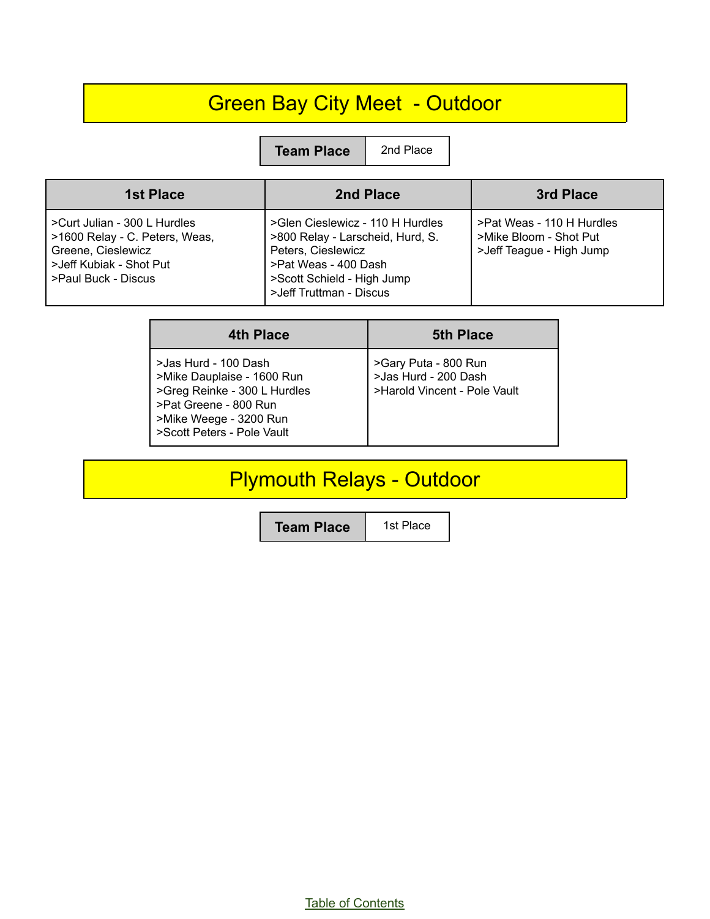## Green Bay City Meet - Outdoor

| Team Place | 2nd Place |
|---|---|

| 1st Place | 2nd Place | 3rd Place |
|---|---|---|
| >Curt Julian - 300 L Hurdles<br>>1600 Relay - C. Peters, Weas, Greene, Cieslewicz<br>>Jeff Kubiak - Shot Put<br>>Paul Buck - Discus | >Glen Cieslewicz - 110 H Hurdles<br>>800 Relay - Larscheid, Hurd, S. Peters, Cieslewicz<br>>Pat Weas - 400 Dash<br>>Scott Schield - High Jump<br>>Jeff Truttman - Discus | >Pat Weas - 110 H Hurdles<br>>Mike Bloom - Shot Put<br>>Jeff Teague - High Jump |

| 4th Place | 5th Place |
|---|---|
| >Jas Hurd - 100 Dash<br>>Mike Dauplaise - 1600 Run<br>>Greg Reinke - 300 L Hurdles<br>>Pat Greene - 800 Run<br>>Mike Weege - 3200 Run<br>>Scott Peters - Pole Vault | >Gary Puta - 800 Run<br>>Jas Hurd - 200 Dash<br>>Harold Vincent - Pole Vault |

## Plymouth Relays - Outdoor

| Team Place | 1st Place |
|---|---|

Table of Contents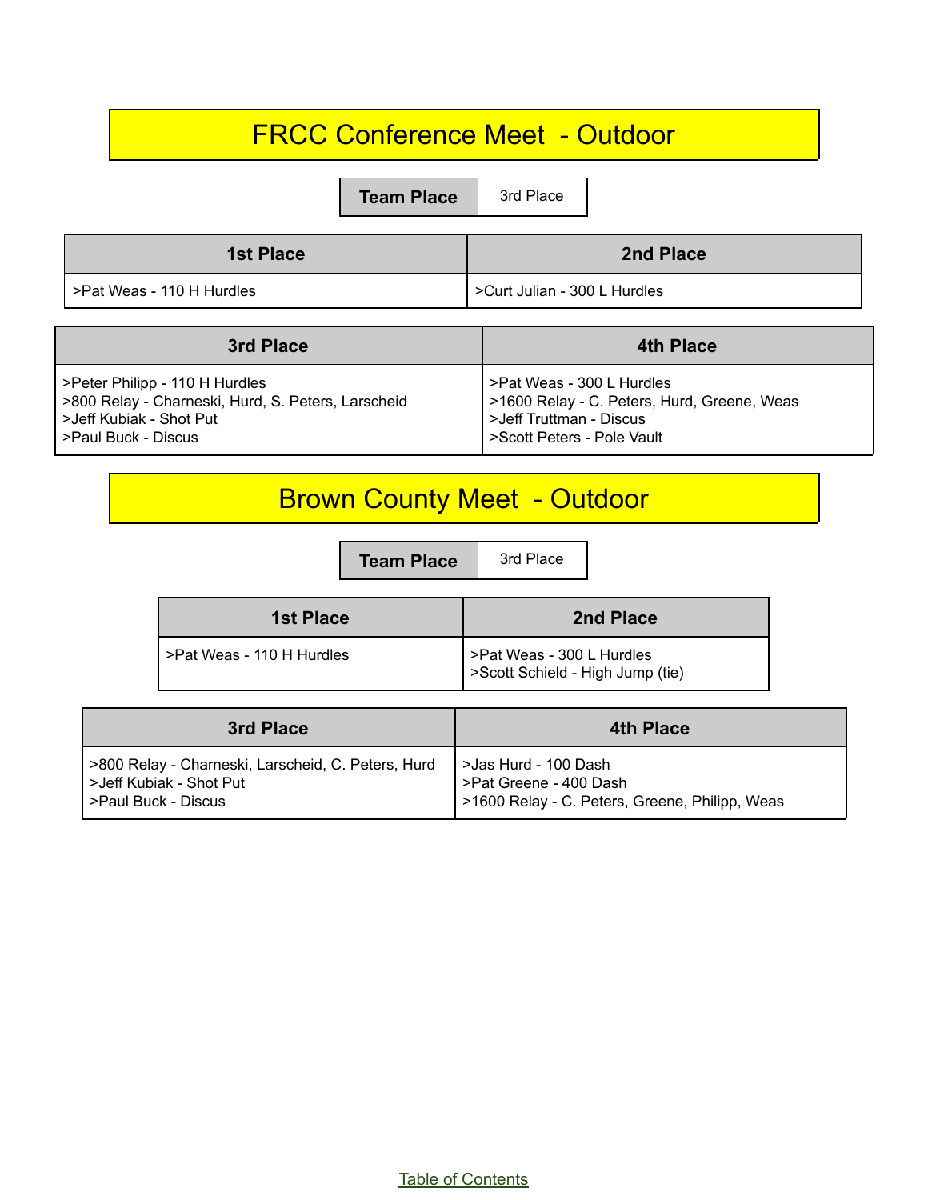# FRCC Conference Meet - Outdoor

| Team Place | 3rd Place |
| --- | --- |

| 1st Place | 2nd Place |
| --- | --- |
| >Pat Weas - 110 H Hurdles | >Curt Julian - 300 L Hurdles |

| 3rd Place | 4th Place |
| --- | --- |
| >Peter Philipp - 110 H Hurdles<br>>800 Relay - Charneski, Hurd, S. Peters, Larscheid<br>>Jeff Kubiak - Shot Put<br>>Paul Buck - Discus | >Pat Weas - 300 L Hurdles<br>>1600 Relay - C. Peters, Hurd, Greene, Weas<br>>Jeff Truttman - Discus<br>>Scott Peters - Pole Vault |

# Brown County Meet - Outdoor

| Team Place | 3rd Place |
| --- | --- |

| 1st Place | 2nd Place |
| --- | --- |
| >Pat Weas - 110 H Hurdles | >Pat Weas - 300 L Hurdles<br>>Scott Schield - High Jump (tie) |

| 3rd Place | 4th Place |
| --- | --- |
| >800 Relay - Charneski, Larscheid, C. Peters, Hurd<br>>Jeff Kubiak - Shot Put<br>>Paul Buck - Discus | >Jas Hurd - 100 Dash<br>>Pat Greene - 400 Dash<br>>1600 Relay - C. Peters, Greene, Philipp, Weas |

Table of Contents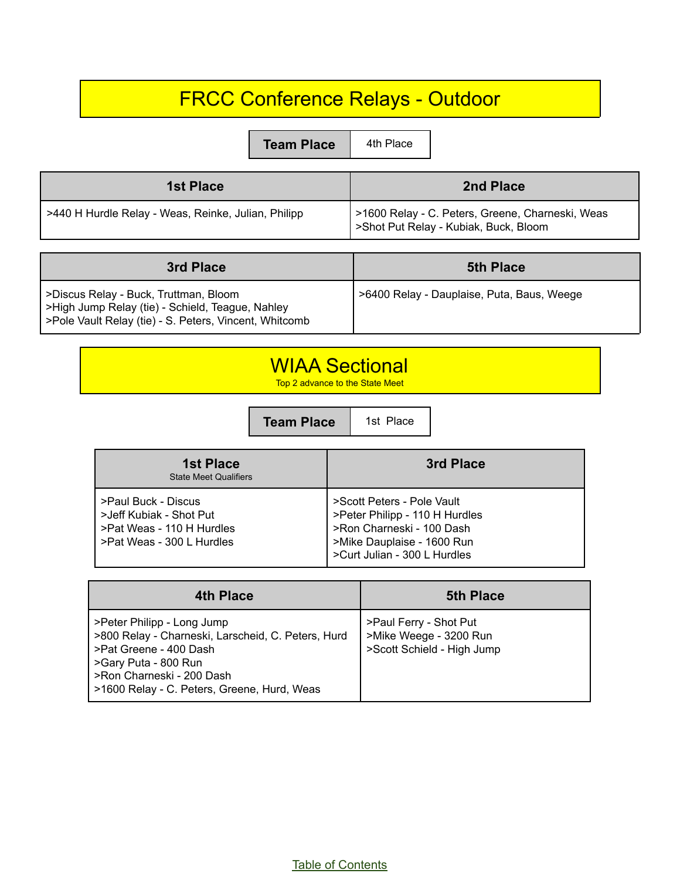# FRCC Conference Relays - Outdoor

| Team Place | 4th Place |
| --- | --- |

| 1st Place | 2nd Place |
| --- | --- |
| >440 H Hurdle Relay - Weas, Reinke, Julian, Philipp | >1600 Relay - C. Peters, Greene, Charneski, Weas<br>>Shot Put Relay - Kubiak, Buck, Bloom |

| 3rd Place | 5th Place |
| --- | --- |
| >Discus Relay - Buck, Truttman, Bloom<br>>High Jump Relay (tie) - Schield, Teague, Nahley<br>>Pole Vault Relay (tie) - S. Peters, Vincent, Whitcomb | >6400 Relay - Dauplaise, Puta, Baus, Weege |

# WIAA Sectional

Top 2 advance to the State Meet

| Team Place | 1st Place |
| --- | --- |

| 1st Place<br>State Meet Qualifiers | 3rd Place |
| --- | --- |
| >Paul Buck - Discus<br>>Jeff Kubiak - Shot Put<br>>Pat Weas - 110 H Hurdles<br>>Pat Weas - 300 L Hurdles | >Scott Peters - Pole Vault<br>>Peter Philipp - 110 H Hurdles<br>>Ron Charneski - 100 Dash<br>>Mike Dauplaise - 1600 Run<br>>Curt Julian - 300 L Hurdles |

| 4th Place | 5th Place |
| --- | --- |
| >Peter Philipp - Long Jump<br>>800 Relay - Charneski, Larscheid, C. Peters, Hurd<br>>Pat Greene - 400 Dash<br>>Gary Puta - 800 Run<br>>Ron Charneski - 200 Dash<br>>1600 Relay - C. Peters, Greene, Hurd, Weas | >Paul Ferry - Shot Put<br>>Mike Weege - 3200 Run<br>>Scott Schield - High Jump |

Table of Contents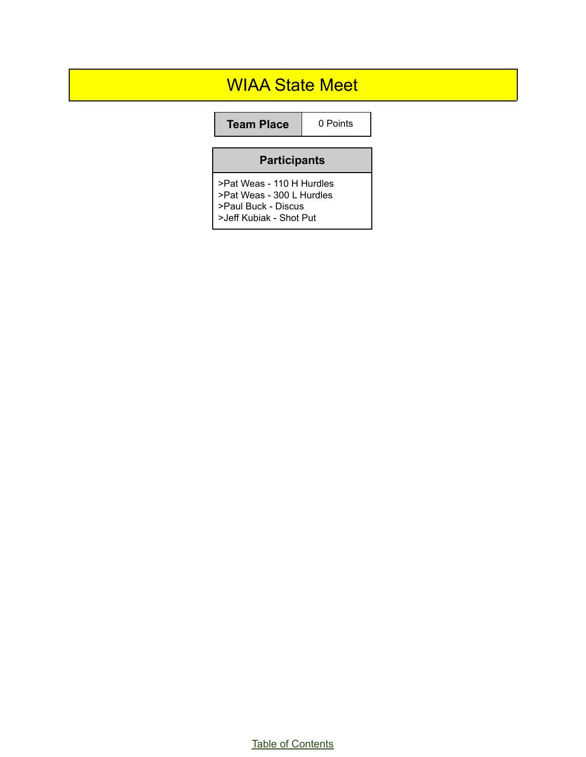# WIAA State Meet

| Team Place | 0 Points |
|---|---|

| Participants |
|---|
| >Pat Weas - 110 H Hurdles<br>>Pat Weas - 300 L Hurdles<br>>Paul Buck - Discus<br>>Jeff Kubiak - Shot Put |

Table of Contents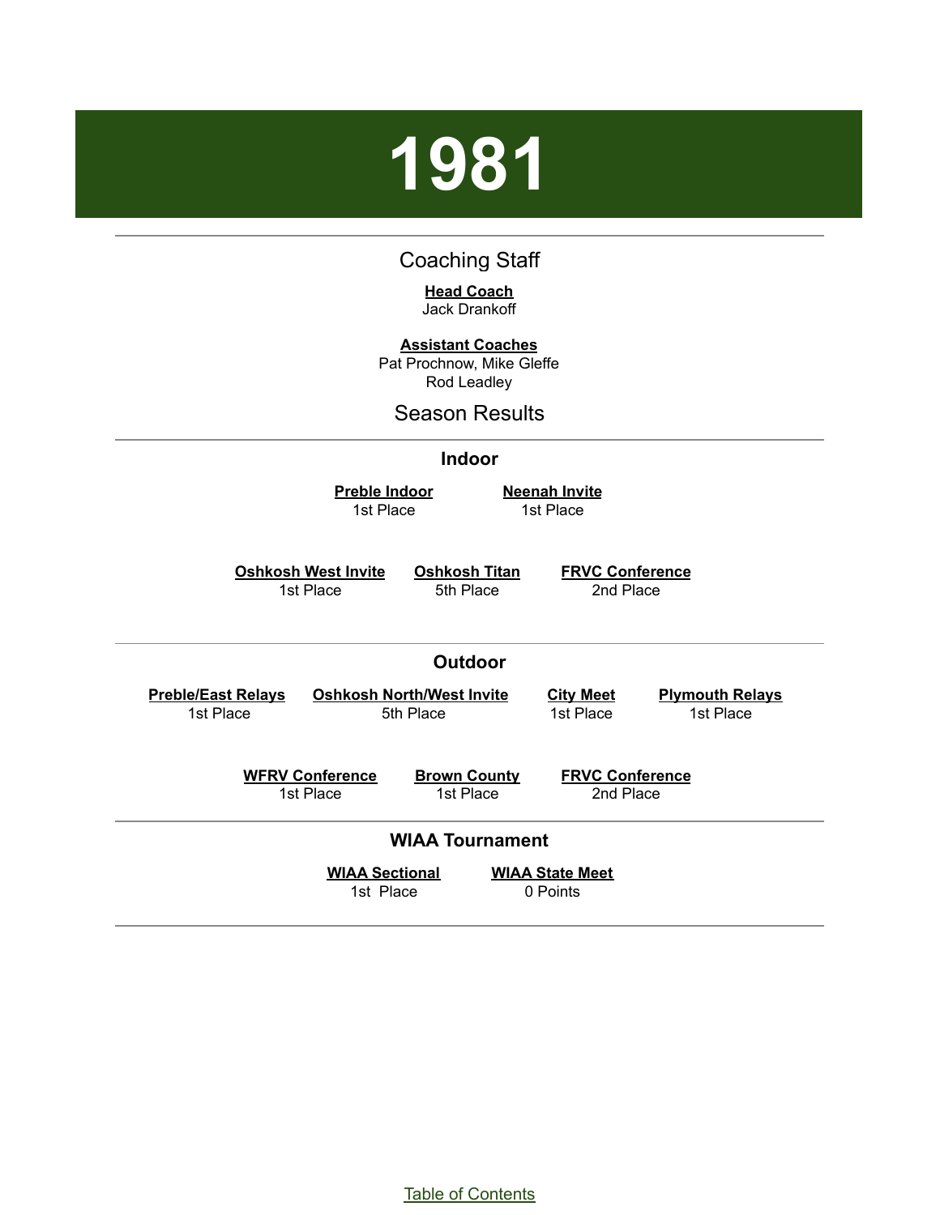# 1981

## Coaching Staff

**Head Coach**
Jack Drankoff

**Assistant Coaches**
Pat Prochnow, Mike Gleffe
Rod Leadley

## Season Results

### Indoor

**Preble Indoor**
1st Place

**Neenah Invite**
1st Place

**Oshkosh West Invite**
1st Place

**Oshkosh Titan**
5th Place

**FRVC Conference**
2nd Place

### Outdoor

**Preble/East Relays**
1st Place

**Oshkosh North/West Invite**
5th Place

**City Meet**
1st Place

**Plymouth Relays**
1st Place

**WFRV Conference**
1st Place

**Brown County**
1st Place

**FRVC Conference**
2nd Place

### WIAA Tournament

**WIAA Sectional**
1st Place

**WIAA State Meet**
0 Points

Table of Contents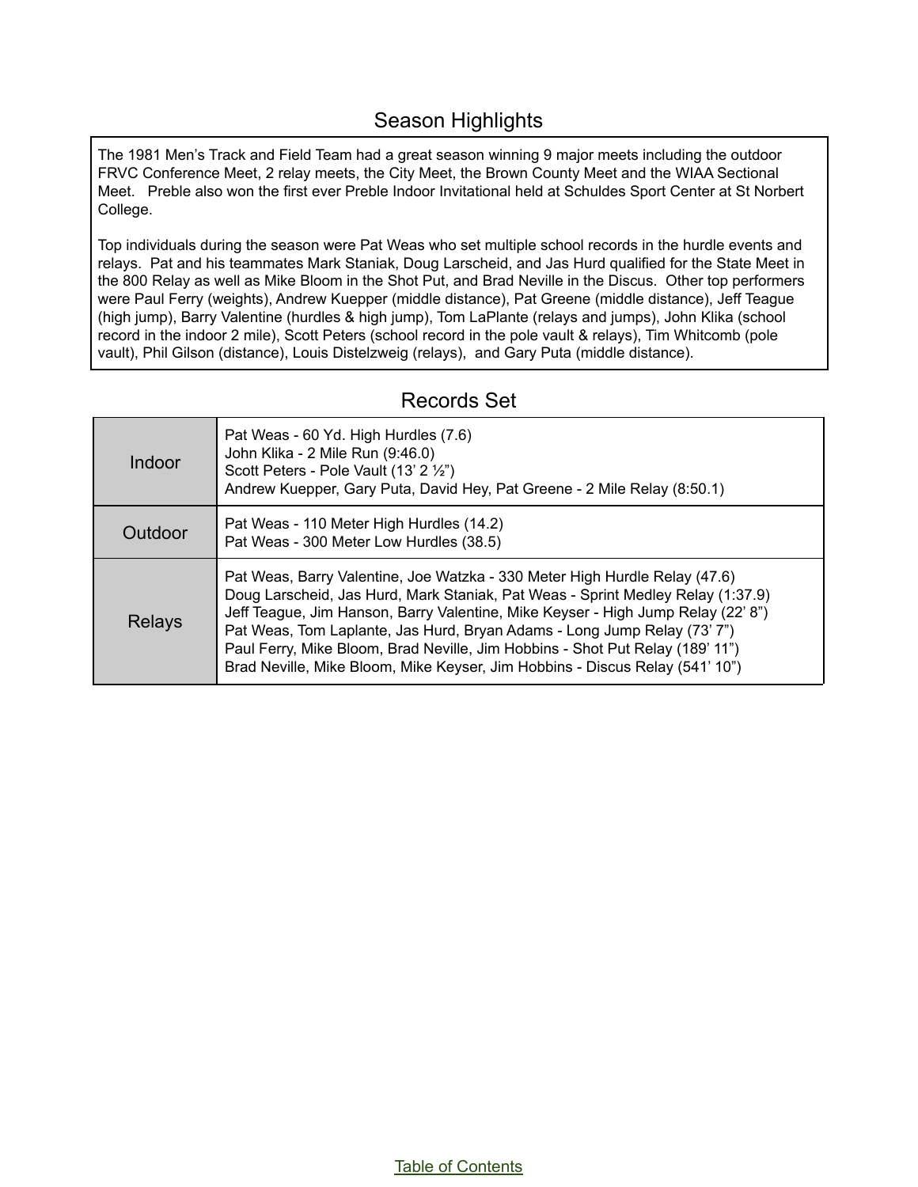## Season Highlights

The 1981 Men's Track and Field Team had a great season winning 9 major meets including the outdoor FRVC Conference Meet, 2 relay meets, the City Meet, the Brown County Meet and the WIAA Sectional Meet. Preble also won the first ever Preble Indoor Invitational held at Schuldes Sport Center at St Norbert College.

Top individuals during the season were Pat Weas who set multiple school records in the hurdle events and relays. Pat and his teammates Mark Staniak, Doug Larscheid, and Jas Hurd qualified for the State Meet in the 800 Relay as well as Mike Bloom in the Shot Put, and Brad Neville in the Discus. Other top performers were Paul Ferry (weights), Andrew Kuepper (middle distance), Pat Greene (middle distance), Jeff Teague (high jump), Barry Valentine (hurdles & high jump), Tom LaPlante (relays and jumps), John Klika (school record in the indoor 2 mile), Scott Peters (school record in the pole vault & relays), Tim Whitcomb (pole vault), Phil Gilson (distance), Louis Distelzweig (relays), and Gary Puta (middle distance).

## Records Set

| | |
|---|---|
| Indoor | Pat Weas - 60 Yd. High Hurdles (7.6)<br>John Klika - 2 Mile Run (9:46.0)<br>Scott Peters - Pole Vault (13' 2 ½")<br>Andrew Kuepper, Gary Puta, David Hey, Pat Greene - 2 Mile Relay (8:50.1) |
| Outdoor | Pat Weas - 110 Meter High Hurdles (14.2)<br>Pat Weas - 300 Meter Low Hurdles (38.5) |
| Relays | Pat Weas, Barry Valentine, Joe Watzka - 330 Meter High Hurdle Relay (47.6)<br>Doug Larscheid, Jas Hurd, Mark Staniak, Pat Weas - Sprint Medley Relay (1:37.9)<br>Jeff Teague, Jim Hanson, Barry Valentine, Mike Keyser - High Jump Relay (22' 8")<br>Pat Weas, Tom Laplante, Jas Hurd, Bryan Adams - Long Jump Relay (73' 7")<br>Paul Ferry, Mike Bloom, Brad Neville, Jim Hobbins - Shot Put Relay (189' 11")<br>Brad Neville, Mike Bloom, Mike Keyser, Jim Hobbins - Discus Relay (541' 10") |

Table of Contents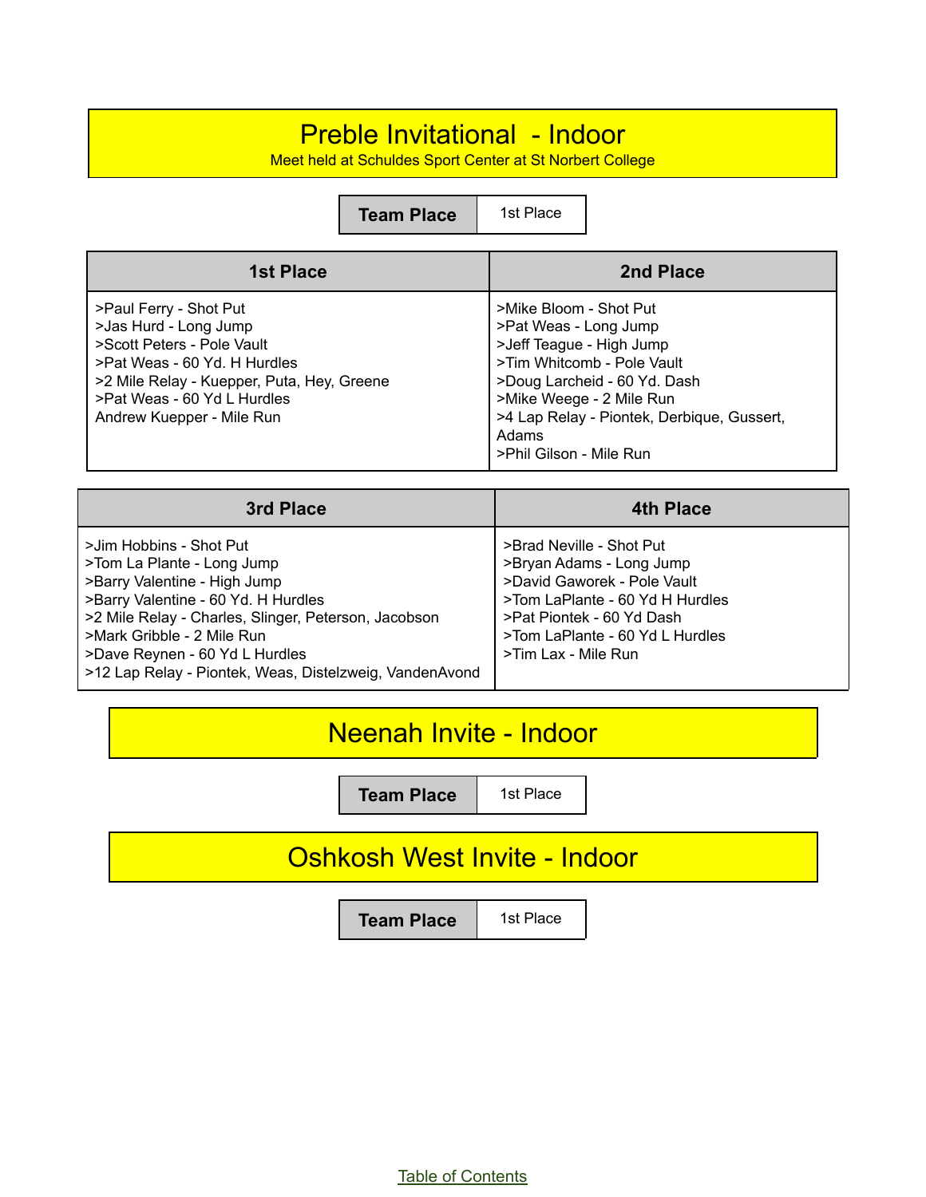# Preble Invitational - Indoor

Meet held at Schuldes Sport Center at St Norbert College

| Team Place | 1st Place |
|---|---|

| 1st Place | 2nd Place |
|---|---|
| >Paul Ferry - Shot Put<br>>Jas Hurd - Long Jump<br>>Scott Peters - Pole Vault<br>>Pat Weas - 60 Yd. H Hurdles<br>>2 Mile Relay - Kuepper, Puta, Hey, Greene<br>>Pat Weas - 60 Yd L Hurdles<br>Andrew Kuepper - Mile Run | >Mike Bloom - Shot Put<br>>Pat Weas - Long Jump<br>>Jeff Teague - High Jump<br>>Tim Whitcomb - Pole Vault<br>>Doug Larcheid - 60 Yd. Dash<br>>Mike Weege - 2 Mile Run<br>>4 Lap Relay - Piontek, Derbique, Gussert, Adams<br>>Phil Gilson - Mile Run |

| 3rd Place | 4th Place |
|---|---|
| >Jim Hobbins - Shot Put<br>>Tom La Plante - Long Jump<br>>Barry Valentine - High Jump<br>>Barry Valentine - 60 Yd. H Hurdles<br>>2 Mile Relay - Charles, Slinger, Peterson, Jacobson<br>>Mark Gribble - 2 Mile Run<br>>Dave Reynen - 60 Yd L Hurdles<br>>12 Lap Relay - Piontek, Weas, Distelzweig, VandenAvond | >Brad Neville - Shot Put<br>>Bryan Adams - Long Jump<br>>David Gaworek - Pole Vault<br>>Tom LaPlante - 60 Yd H Hurdles<br>>Pat Piontek - 60 Yd Dash<br>>Tom LaPlante - 60 Yd L Hurdles<br>>Tim Lax - Mile Run |

# Neenah Invite - Indoor

| Team Place | 1st Place |
|---|---|

# Oshkosh West Invite - Indoor

| Team Place | 1st Place |
|---|---|

Table of Contents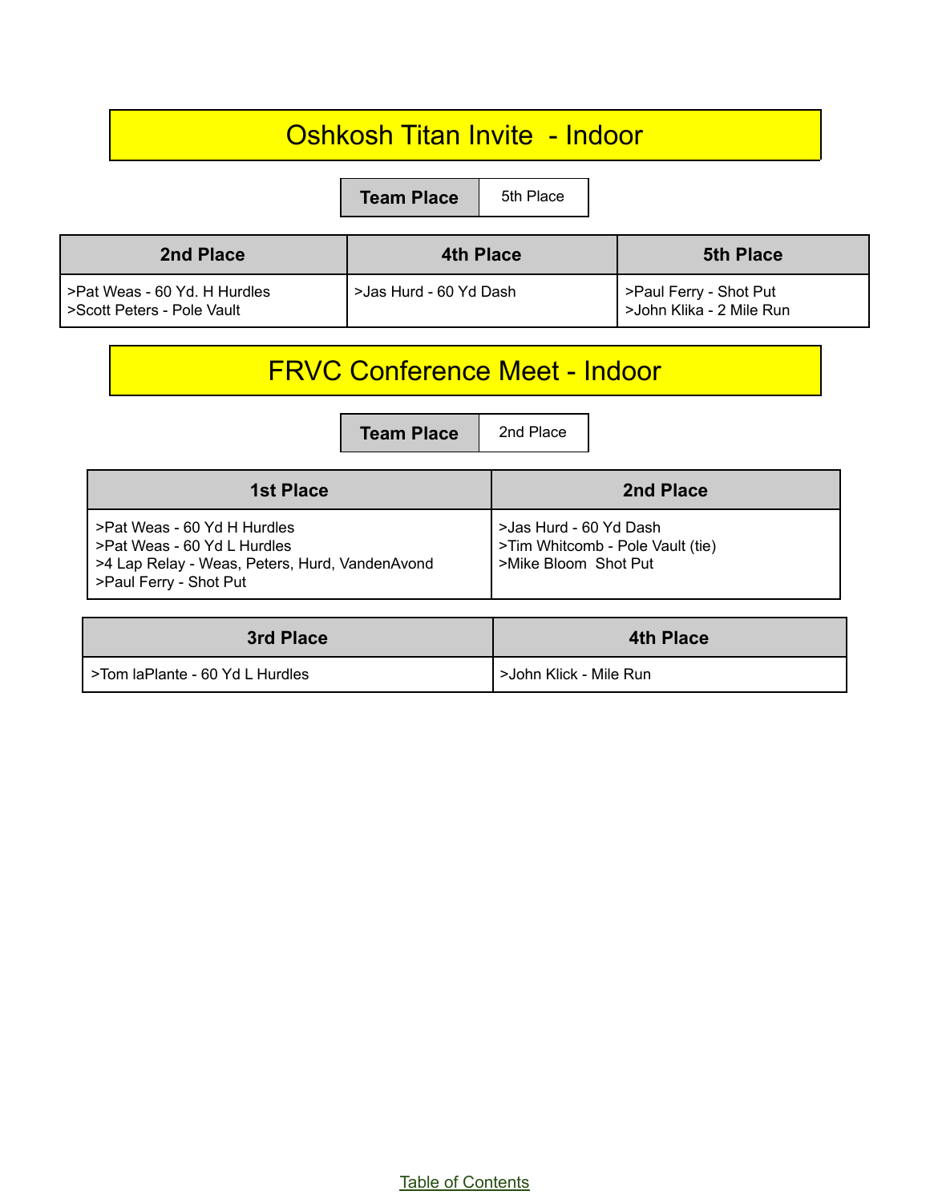# Oshkosh Titan Invite - Indoor

| Team Place | 5th Place |
| --- | --- |

| 2nd Place | 4th Place | 5th Place |
| --- | --- | --- |
| >Pat Weas - 60 Yd. H Hurdles<br>>Scott Peters - Pole Vault | >Jas Hurd - 60 Yd Dash | >Paul Ferry - Shot Put<br>>John Klika - 2 Mile Run |

# FRVC Conference Meet - Indoor

| Team Place | 2nd Place |
| --- | --- |

| 1st Place | 2nd Place |
| --- | --- |
| >Pat Weas - 60 Yd H Hurdles<br>>Pat Weas - 60 Yd L Hurdles<br>>4 Lap Relay - Weas, Peters, Hurd, VandenAvond<br>>Paul Ferry - Shot Put | >Jas Hurd - 60 Yd Dash<br>>Tim Whitcomb - Pole Vault (tie)<br>>Mike Bloom  Shot Put |

| 3rd Place | 4th Place |
| --- | --- |
| >Tom laPlante - 60 Yd L Hurdles | >John Klick - Mile Run |

Table of Contents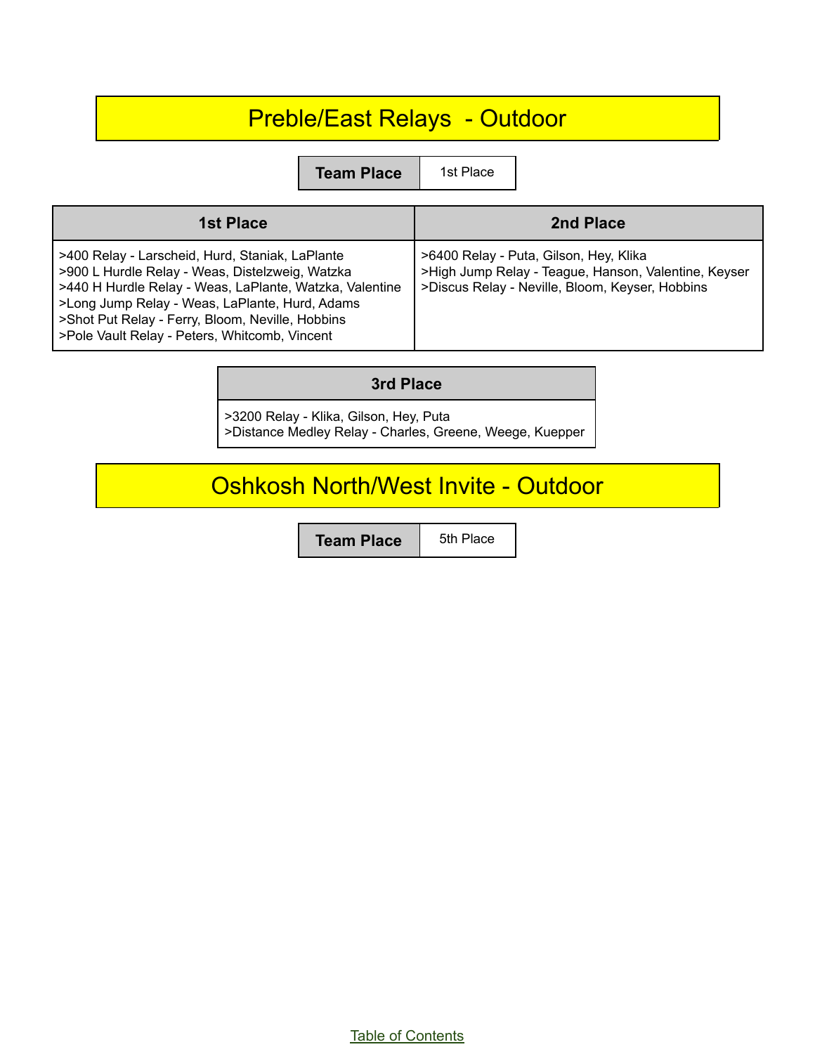# Preble/East Relays - Outdoor

| Team Place | 1st Place |
|---|---|

| 1st Place | 2nd Place |
|---|---|
| >400 Relay - Larscheid, Hurd, Staniak, LaPlante<br>>900 L Hurdle Relay - Weas, Distelzweig, Watzka<br>>440 H Hurdle Relay - Weas, LaPlante, Watzka, Valentine<br>>Long Jump Relay - Weas, LaPlante, Hurd, Adams<br>>Shot Put Relay - Ferry, Bloom, Neville, Hobbins<br>>Pole Vault Relay - Peters, Whitcomb, Vincent | >6400 Relay - Puta, Gilson, Hey, Klika<br>>High Jump Relay - Teague, Hanson, Valentine, Keyser<br>>Discus Relay - Neville, Bloom, Keyser, Hobbins |

| 3rd Place |
|---|
| >3200 Relay - Klika, Gilson, Hey, Puta<br>>Distance Medley Relay - Charles, Greene, Weege, Kuepper |

# Oshkosh North/West Invite - Outdoor

| Team Place | 5th Place |
|---|---|

Table of Contents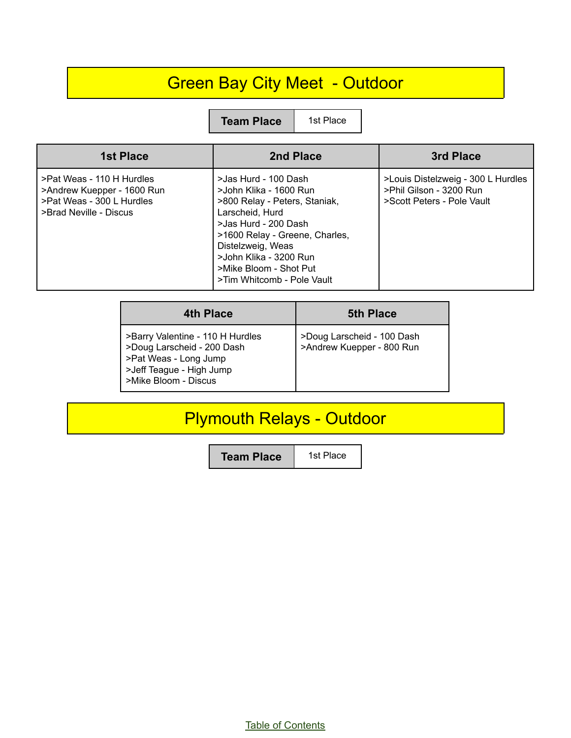# Green Bay City Meet - Outdoor

| Team Place | 1st Place |
| --- | --- |

| 1st Place | 2nd Place | 3rd Place |
| --- | --- | --- |
| >Pat Weas - 110 H Hurdles<br>>Andrew Kuepper - 1600 Run<br>>Pat Weas - 300 L Hurdles<br>>Brad Neville - Discus | >Jas Hurd - 100 Dash<br>>John Klika - 1600 Run<br>>800 Relay - Peters, Staniak, Larscheid, Hurd<br>>Jas Hurd - 200 Dash<br>>1600 Relay - Greene, Charles, Distelzweig, Weas<br>>John Klika - 3200 Run<br>>Mike Bloom - Shot Put<br>>Tim Whitcomb - Pole Vault | >Louis Distelzweig - 300 L Hurdles<br>>Phil Gilson - 3200 Run<br>>Scott Peters - Pole Vault |

| 4th Place | 5th Place |
| --- | --- |
| >Barry Valentine - 110 H Hurdles<br>>Doug Larscheid - 200 Dash<br>>Pat Weas - Long Jump<br>>Jeff Teague - High Jump<br>>Mike Bloom - Discus | >Doug Larscheid - 100 Dash<br>>Andrew Kuepper - 800 Run |

# Plymouth Relays - Outdoor

| Team Place | 1st Place |
| --- | --- |

Table of Contents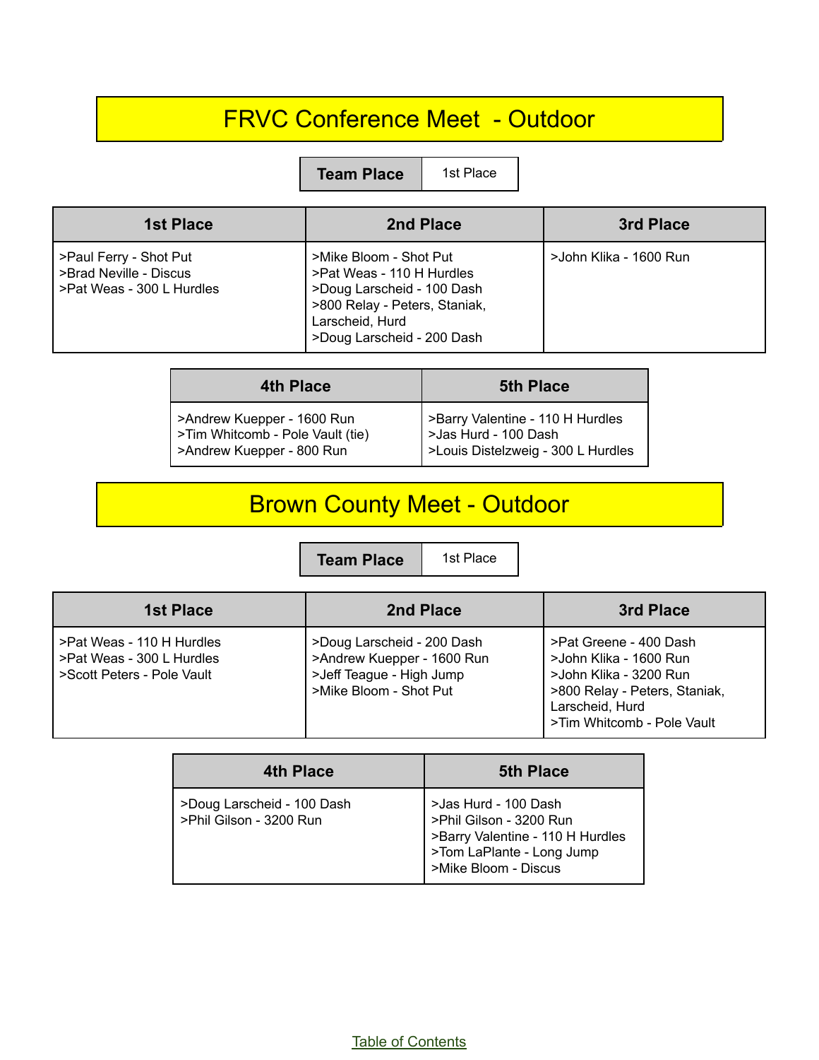# FRVC Conference Meet - Outdoor

| Team Place | 1st Place |
| --- | --- |

| 1st Place | 2nd Place | 3rd Place |
| --- | --- | --- |
| >Paul Ferry - Shot Put<br>>Brad Neville - Discus<br>>Pat Weas - 300 L Hurdles | >Mike Bloom - Shot Put<br>>Pat Weas - 110 H Hurdles<br>>Doug Larscheid - 100 Dash<br>>800 Relay - Peters, Staniak, Larscheid, Hurd<br>>Doug Larscheid - 200 Dash | >John Klika - 1600 Run |

| 4th Place | 5th Place |
| --- | --- |
| >Andrew Kuepper - 1600 Run<br>>Tim Whitcomb - Pole Vault (tie)<br>>Andrew Kuepper - 800 Run | >Barry Valentine - 110 H Hurdles<br>>Jas Hurd - 100 Dash<br>>Louis Distelzweig - 300 L Hurdles |

# Brown County Meet - Outdoor

| Team Place | 1st Place |
| --- | --- |

| 1st Place | 2nd Place | 3rd Place |
| --- | --- | --- |
| >Pat Weas - 110 H Hurdles<br>>Pat Weas - 300 L Hurdles<br>>Scott Peters - Pole Vault | >Doug Larscheid - 200 Dash<br>>Andrew Kuepper - 1600 Run<br>>Jeff Teague - High Jump<br>>Mike Bloom - Shot Put | >Pat Greene - 400 Dash<br>>John Klika - 1600 Run<br>>John Klika - 3200 Run<br>>800 Relay - Peters, Staniak, Larscheid, Hurd<br>>Tim Whitcomb - Pole Vault |

| 4th Place | 5th Place |
| --- | --- |
| >Doug Larscheid - 100 Dash<br>>Phil Gilson - 3200 Run | >Jas Hurd - 100 Dash<br>>Phil Gilson - 3200 Run<br>>Barry Valentine - 110 H Hurdles<br>>Tom LaPlante - Long Jump<br>>Mike Bloom - Discus |

Table of Contents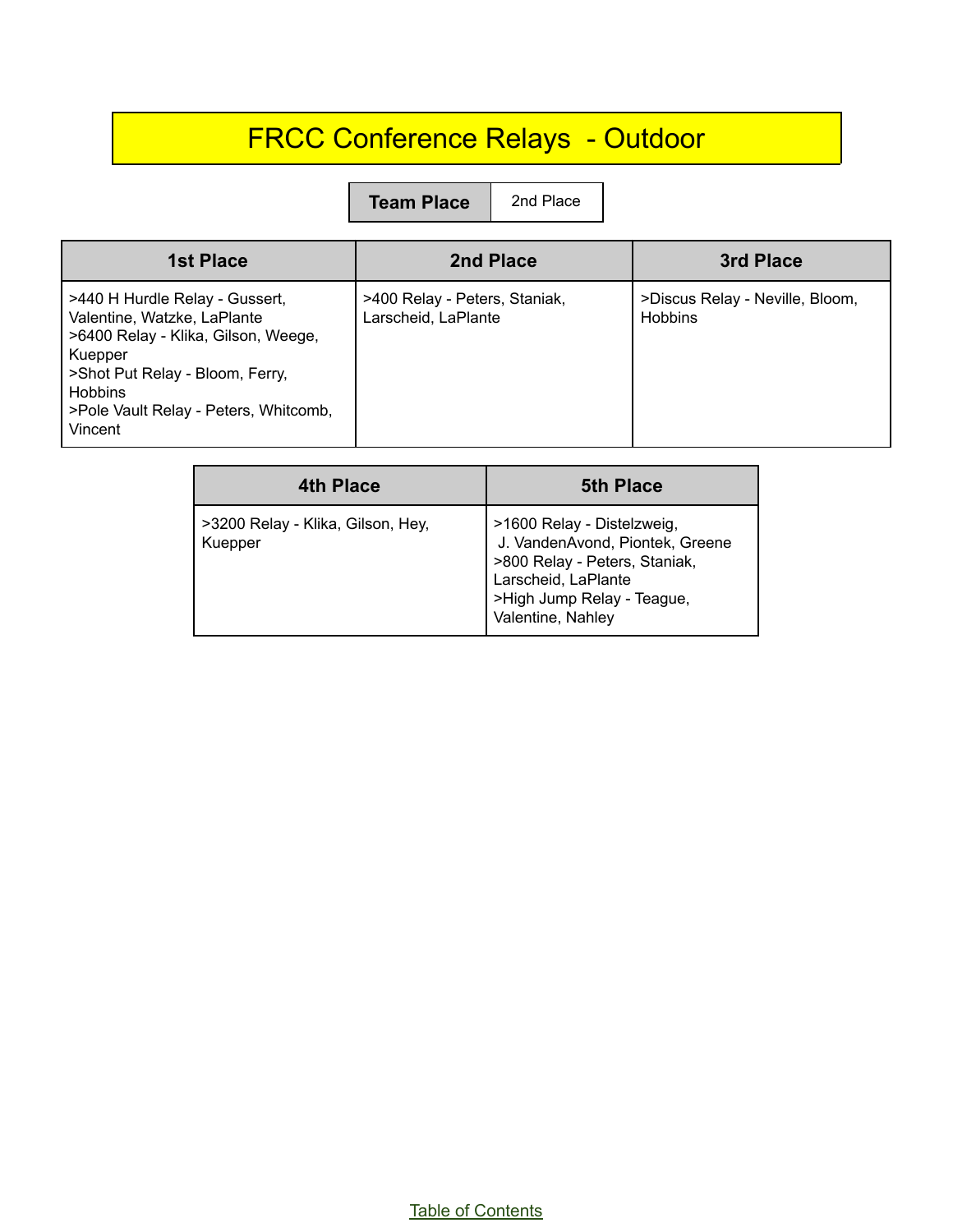# FRCC Conference Relays - Outdoor

| Team Place | 2nd Place |
|---|---|

| 1st Place | 2nd Place | 3rd Place |
|---|---|---|
| >440 H Hurdle Relay - Gussert, Valentine, Watzke, LaPlante<br>>6400 Relay - Klika, Gilson, Weege, Kuepper<br>>Shot Put Relay - Bloom, Ferry, Hobbins<br>>Pole Vault Relay - Peters, Whitcomb, Vincent | >400 Relay - Peters, Staniak, Larscheid, LaPlante | >Discus Relay - Neville, Bloom, Hobbins |

| 4th Place | 5th Place |
|---|---|
| >3200 Relay - Klika, Gilson, Hey, Kuepper | >1600 Relay - Distelzweig, J. VandenAvond, Piontek, Greene<br>>800 Relay - Peters, Staniak, Larscheid, LaPlante<br>>High Jump Relay - Teague, Valentine, Nahley |

Table of Contents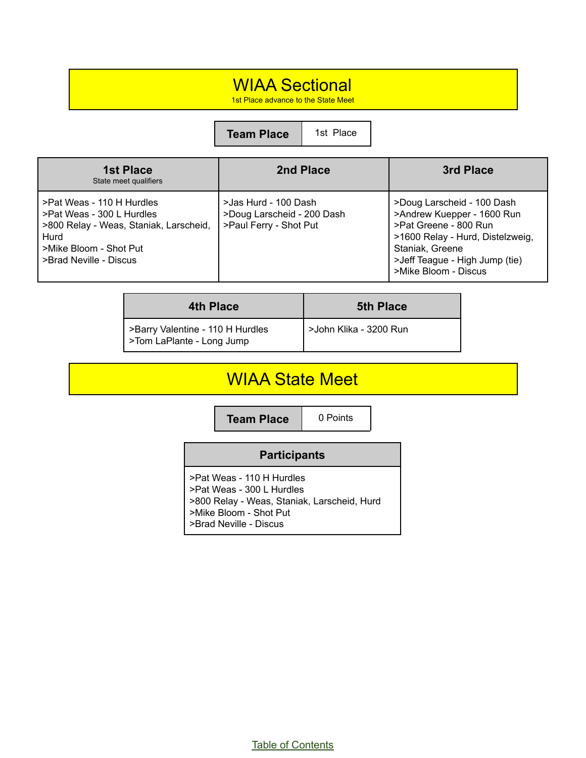# WIAA Sectional

1st Place advance to the State Meet

| Team Place | 1st Place |
|---|---|

| 1st Place<br>State meet qualifiers | 2nd Place | 3rd Place |
|---|---|---|
| >Pat Weas - 110 H Hurdles<br>>Pat Weas - 300 L Hurdles<br>>800 Relay - Weas, Staniak, Larscheid, Hurd<br>>Mike Bloom - Shot Put<br>>Brad Neville - Discus | >Jas Hurd - 100 Dash<br>>Doug Larscheid - 200 Dash<br>>Paul Ferry - Shot Put | >Doug Larscheid - 100 Dash<br>>Andrew Kuepper - 1600 Run<br>>Pat Greene - 800 Run<br>>1600 Relay - Hurd, Distelzweig, Staniak, Greene<br>>Jeff Teague - High Jump (tie)<br>>Mike Bloom - Discus |

| 4th Place | 5th Place |
|---|---|
| >Barry Valentine - 110 H Hurdles<br>>Tom LaPlante - Long Jump | >John Klika - 3200 Run |

# WIAA State Meet

| Team Place | 0 Points |
|---|---|

| Participants |
|---|
| >Pat Weas - 110 H Hurdles<br>>Pat Weas - 300 L Hurdles<br>>800 Relay - Weas, Staniak, Larscheid, Hurd<br>>Mike Bloom - Shot Put<br>>Brad Neville - Discus |

Table of Contents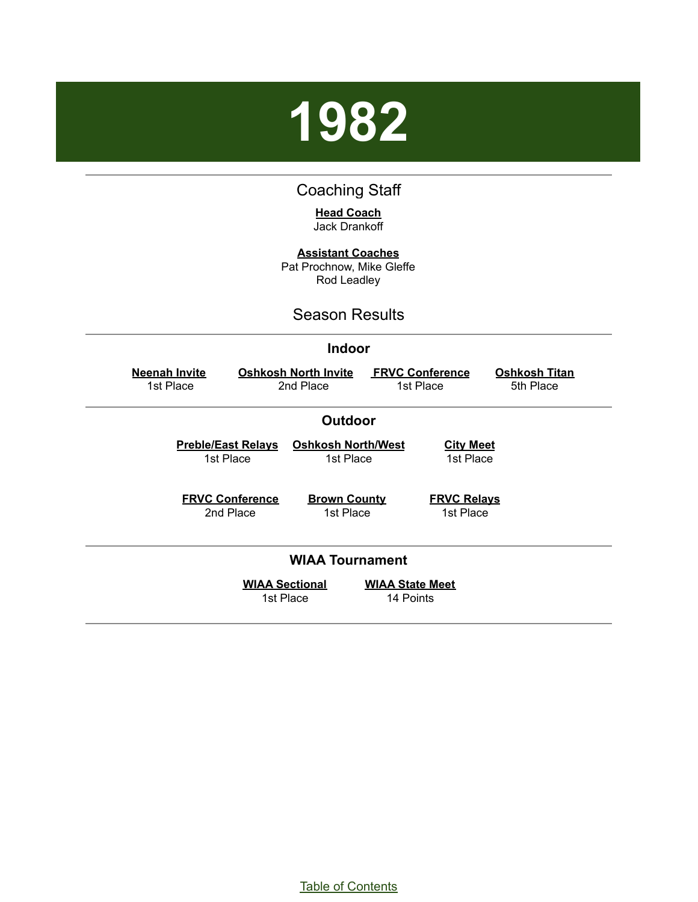# 1982

## Coaching Staff

**Head Coach**
Jack Drankoff

**Assistant Coaches**
Pat Prochnow, Mike Gleffe
Rod Leadley

## Season Results

### Indoor

| Neenah Invite | Oshkosh North Invite | FRVC Conference | Oshkosh Titan |
|---|---|---|---|
| 1st Place | 2nd Place | 1st Place | 5th Place |

### Outdoor

| Preble/East Relays | Oshkosh North/West | City Meet |
|---|---|---|
| 1st Place | 1st Place | 1st Place |

| FRVC Conference | Brown County | FRVC Relays |
|---|---|---|
| 2nd Place | 1st Place | 1st Place |

### WIAA Tournament

| WIAA Sectional | WIAA State Meet |
|---|---|
| 1st Place | 14 Points |

Table of Contents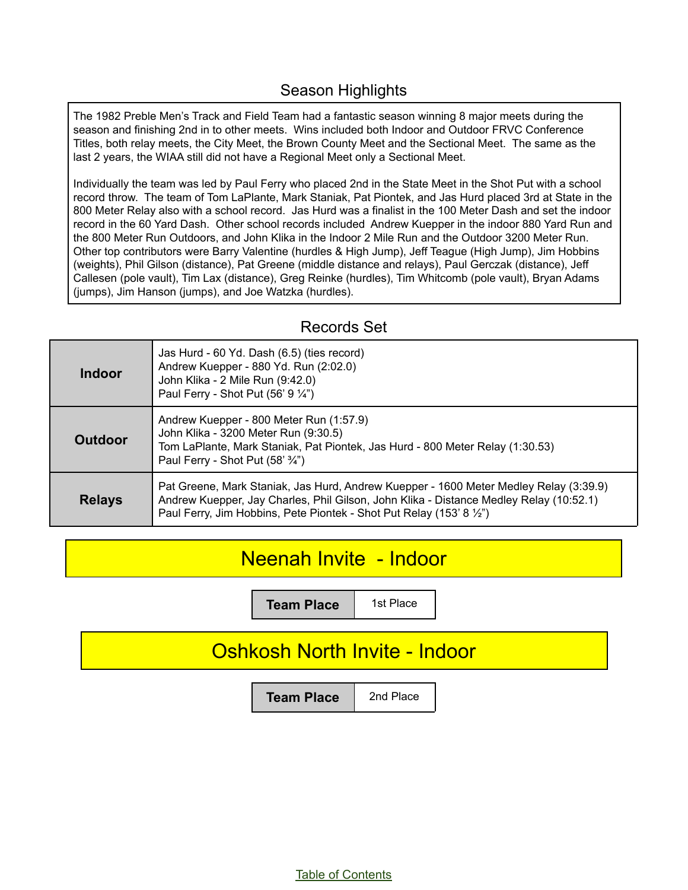## Season Highlights

The 1982 Preble Men's Track and Field Team had a fantastic season winning 8 major meets during the season and finishing 2nd in to other meets. Wins included both Indoor and Outdoor FRVC Conference Titles, both relay meets, the City Meet, the Brown County Meet and the Sectional Meet. The same as the last 2 years, the WIAA still did not have a Regional Meet only a Sectional Meet.

Individually the team was led by Paul Ferry who placed 2nd in the State Meet in the Shot Put with a school record throw. The team of Tom LaPlante, Mark Staniak, Pat Piontek, and Jas Hurd placed 3rd at State in the 800 Meter Relay also with a school record. Jas Hurd was a finalist in the 100 Meter Dash and set the indoor record in the 60 Yard Dash. Other school records included Andrew Kuepper in the indoor 880 Yard Run and the 800 Meter Run Outdoors, and John Klika in the Indoor 2 Mile Run and the Outdoor 3200 Meter Run. Other top contributors were Barry Valentine (hurdles & High Jump), Jeff Teague (High Jump), Jim Hobbins (weights), Phil Gilson (distance), Pat Greene (middle distance and relays), Paul Gerczak (distance), Jeff Callesen (pole vault), Tim Lax (distance), Greg Reinke (hurdles), Tim Whitcomb (pole vault), Bryan Adams (jumps), Jim Hanson (jumps), and Joe Watzka (hurdles).

## Records Set

| | |
|---|---|
| **Indoor** | Jas Hurd - 60 Yd. Dash (6.5) (ties record)<br>Andrew Kuepper - 880 Yd. Run (2:02.0)<br>John Klika - 2 Mile Run (9:42.0)<br>Paul Ferry - Shot Put (56' 9 ¼") |
| **Outdoor** | Andrew Kuepper - 800 Meter Run (1:57.9)<br>John Klika - 3200 Meter Run (9:30.5)<br>Tom LaPlante, Mark Staniak, Pat Piontek, Jas Hurd - 800 Meter Relay (1:30.53)<br>Paul Ferry - Shot Put (58' ¾") |
| **Relays** | Pat Greene, Mark Staniak, Jas Hurd, Andrew Kuepper - 1600 Meter Medley Relay (3:39.9)<br>Andrew Kuepper, Jay Charles, Phil Gilson, John Klika - Distance Medley Relay (10:52.1)<br>Paul Ferry, Jim Hobbins, Pete Piontek - Shot Put Relay (153' 8 ½") |

## Neenah Invite - Indoor

| Team Place | 1st Place |
|---|---|

## Oshkosh North Invite - Indoor

| Team Place | 2nd Place |
|---|---|

Table of Contents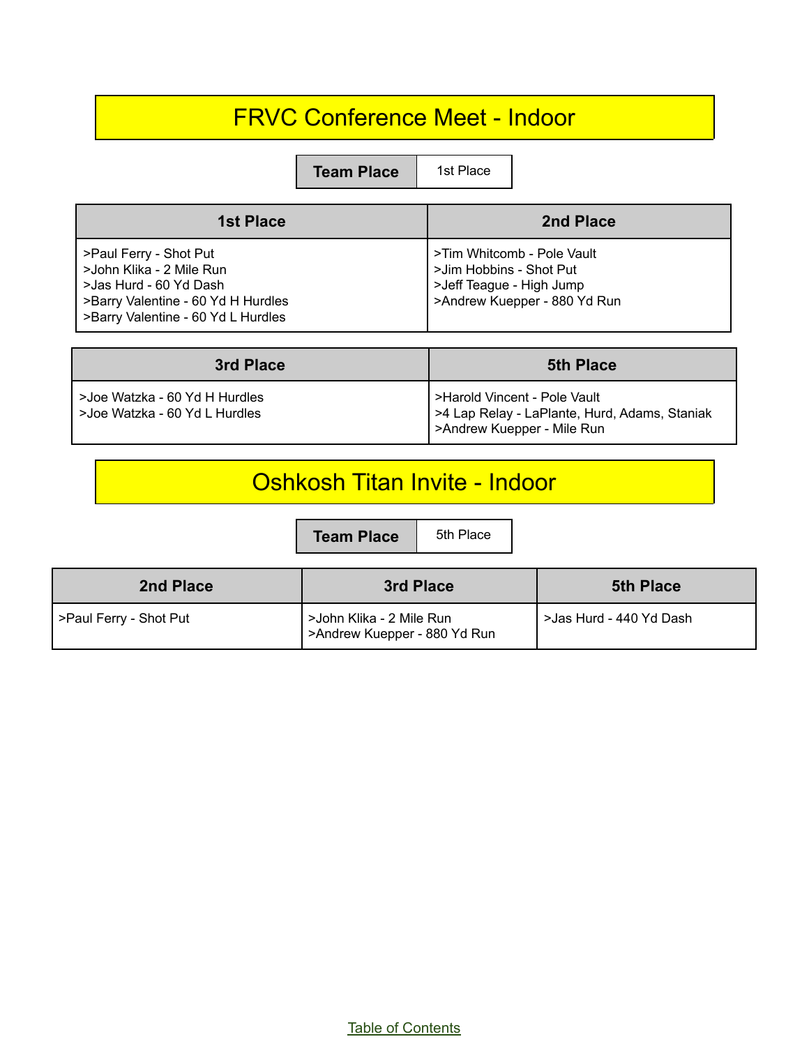# FRVC Conference Meet - Indoor

| Team Place | 1st Place |
|---|---|

| 1st Place | 2nd Place |
|---|---|
| >Paul Ferry - Shot Put<br>>John Klika - 2 Mile Run<br>>Jas Hurd - 60 Yd Dash<br>>Barry Valentine - 60 Yd H Hurdles<br>>Barry Valentine - 60 Yd L Hurdles | >Tim Whitcomb - Pole Vault<br>>Jim Hobbins - Shot Put<br>>Jeff Teague - High Jump<br>>Andrew Kuepper - 880 Yd Run |

| 3rd Place | 5th Place |
|---|---|
| >Joe Watzka - 60 Yd H Hurdles<br>>Joe Watzka - 60 Yd L Hurdles | >Harold Vincent - Pole Vault<br>>4 Lap Relay - LaPlante, Hurd, Adams, Staniak<br>>Andrew Kuepper - Mile Run |

# Oshkosh Titan Invite - Indoor

| Team Place | 5th Place |
|---|---|

| 2nd Place | 3rd Place | 5th Place |
|---|---|---|
| >Paul Ferry - Shot Put | >John Klika - 2 Mile Run<br>>Andrew Kuepper - 880 Yd Run | >Jas Hurd - 440 Yd Dash |

Table of Contents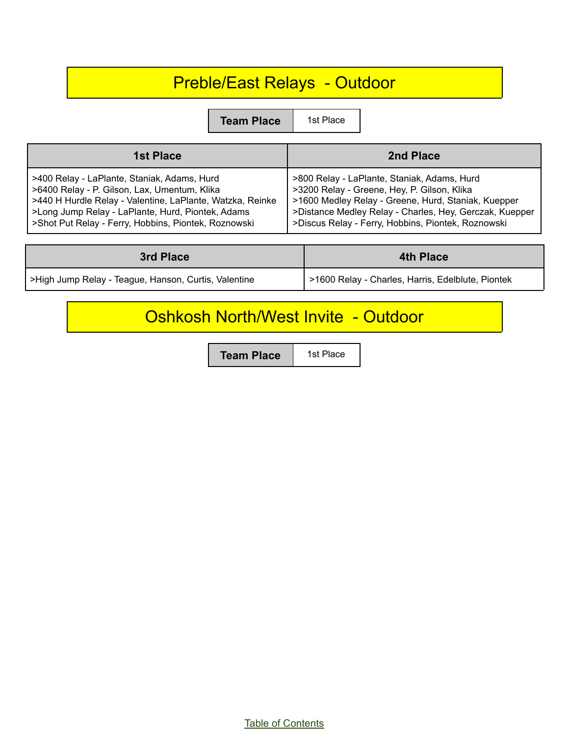# Preble/East Relays - Outdoor

| Team Place | 1st Place |
|---|---|

| 1st Place | 2nd Place |
|---|---|
| >400 Relay - LaPlante, Staniak, Adams, Hurd<br>>6400 Relay - P. Gilson, Lax, Umentum, Klika<br>>440 H Hurdle Relay - Valentine, LaPlante, Watzka, Reinke<br>>Long Jump Relay - LaPlante, Hurd, Piontek, Adams<br>>Shot Put Relay - Ferry, Hobbins, Piontek, Roznowski | >800 Relay - LaPlante, Staniak, Adams, Hurd<br>>3200 Relay - Greene, Hey, P. Gilson, Klika<br>>1600 Medley Relay - Greene, Hurd, Staniak, Kuepper<br>>Distance Medley Relay - Charles, Hey, Gerczak, Kuepper<br>>Discus Relay - Ferry, Hobbins, Piontek, Roznowski |

| 3rd Place | 4th Place |
|---|---|
| >High Jump Relay - Teague, Hanson, Curtis, Valentine | >1600 Relay - Charles, Harris, Edelblute, Piontek |

# Oshkosh North/West Invite - Outdoor

| Team Place | 1st Place |
|---|---|

Table of Contents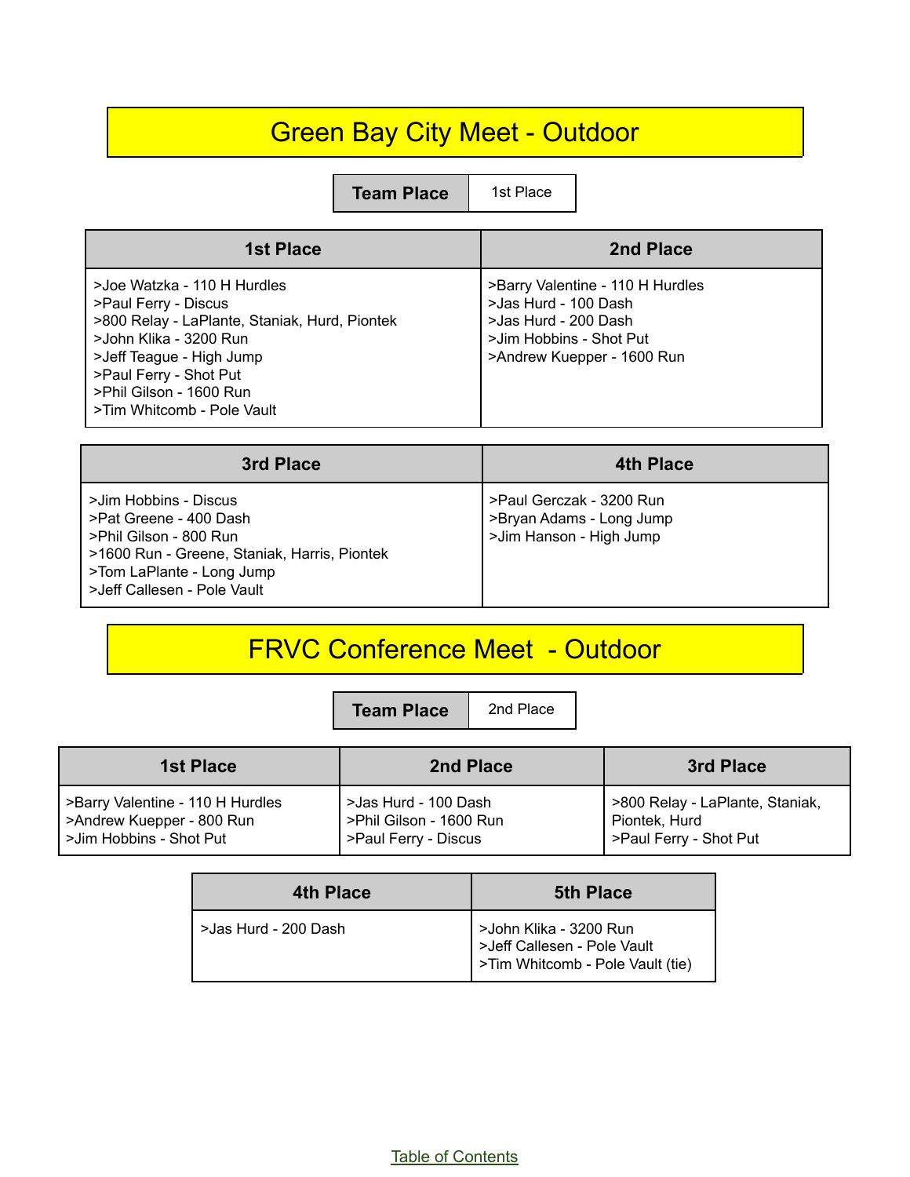# Green Bay City Meet - Outdoor

| Team Place | 1st Place |
|---|---|

| 1st Place | 2nd Place |
|---|---|
| >Joe Watzka - 110 H Hurdles<br>>Paul Ferry - Discus<br>>800 Relay - LaPlante, Staniak, Hurd, Piontek<br>>John Klika - 3200 Run<br>>Jeff Teague - High Jump<br>>Paul Ferry - Shot Put<br>>Phil Gilson - 1600 Run<br>>Tim Whitcomb - Pole Vault | >Barry Valentine - 110 H Hurdles<br>>Jas Hurd - 100 Dash<br>>Jas Hurd - 200 Dash<br>>Jim Hobbins - Shot Put<br>>Andrew Kuepper - 1600 Run |

| 3rd Place | 4th Place |
|---|---|
| >Jim Hobbins - Discus<br>>Pat Greene - 400 Dash<br>>Phil Gilson - 800 Run<br>>1600 Run - Greene, Staniak, Harris, Piontek<br>>Tom LaPlante - Long Jump<br>>Jeff Callesen - Pole Vault | >Paul Gerczak - 3200 Run<br>>Bryan Adams - Long Jump<br>>Jim Hanson - High Jump |

# FRVC Conference Meet - Outdoor

| Team Place | 2nd Place |
|---|---|

| 1st Place | 2nd Place | 3rd Place |
|---|---|---|
| >Barry Valentine - 110 H Hurdles<br>>Andrew Kuepper - 800 Run<br>>Jim Hobbins - Shot Put | >Jas Hurd - 100 Dash<br>>Phil Gilson - 1600 Run<br>>Paul Ferry - Discus | >800 Relay - LaPlante, Staniak, Piontek, Hurd<br>>Paul Ferry - Shot Put |

| 4th Place | 5th Place |
|---|---|
| >Jas Hurd - 200 Dash | >John Klika - 3200 Run<br>>Jeff Callesen - Pole Vault<br>>Tim Whitcomb - Pole Vault (tie) |

Table of Contents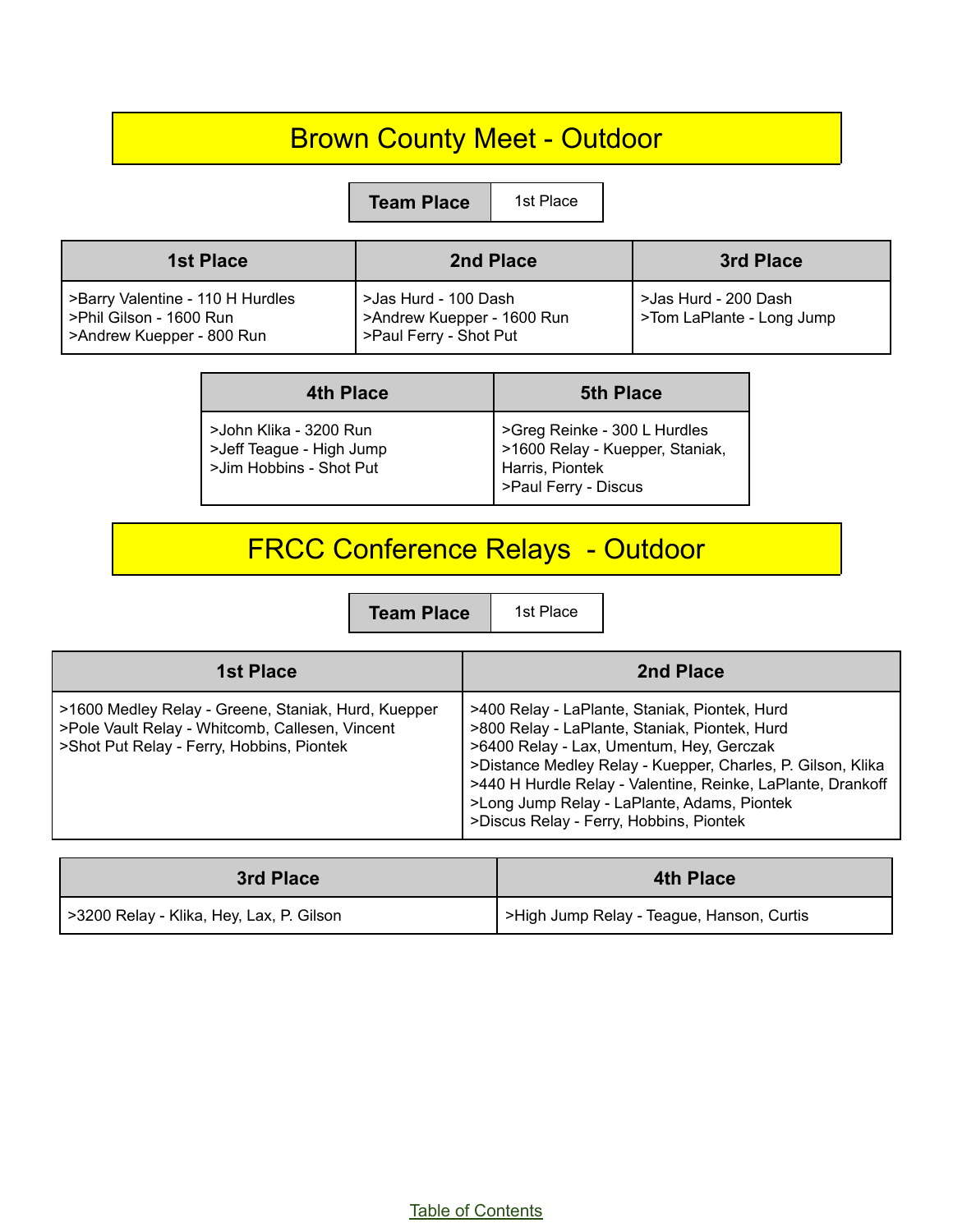# Brown County Meet - Outdoor

| Team Place | 1st Place |
| --- | --- |

| 1st Place | 2nd Place | 3rd Place |
| --- | --- | --- |
| >Barry Valentine - 110 H Hurdles<br>>Phil Gilson - 1600 Run<br>>Andrew Kuepper - 800 Run | >Jas Hurd - 100 Dash<br>>Andrew Kuepper - 1600 Run<br>>Paul Ferry - Shot Put | >Jas Hurd - 200 Dash<br>>Tom LaPlante - Long Jump |

| 4th Place | 5th Place |
| --- | --- |
| >John Klika - 3200 Run<br>>Jeff Teague - High Jump<br>>Jim Hobbins - Shot Put | >Greg Reinke - 300 L Hurdles<br>>1600 Relay - Kuepper, Staniak, Harris, Piontek<br>>Paul Ferry - Discus |

# FRCC Conference Relays - Outdoor

| Team Place | 1st Place |
| --- | --- |

| 1st Place | 2nd Place |
| --- | --- |
| >1600 Medley Relay - Greene, Staniak, Hurd, Kuepper<br>>Pole Vault Relay - Whitcomb, Callesen, Vincent<br>>Shot Put Relay - Ferry, Hobbins, Piontek | >400 Relay - LaPlante, Staniak, Piontek, Hurd<br>>800 Relay - LaPlante, Staniak, Piontek, Hurd<br>>6400 Relay - Lax, Umentum, Hey, Gerczak<br>>Distance Medley Relay - Kuepper, Charles, P. Gilson, Klika<br>>440 H Hurdle Relay - Valentine, Reinke, LaPlante, Drankoff<br>>Long Jump Relay - LaPlante, Adams, Piontek<br>>Discus Relay - Ferry, Hobbins, Piontek |

| 3rd Place | 4th Place |
| --- | --- |
| >3200 Relay - Klika, Hey, Lax, P. Gilson | >High Jump Relay - Teague, Hanson, Curtis |

Table of Contents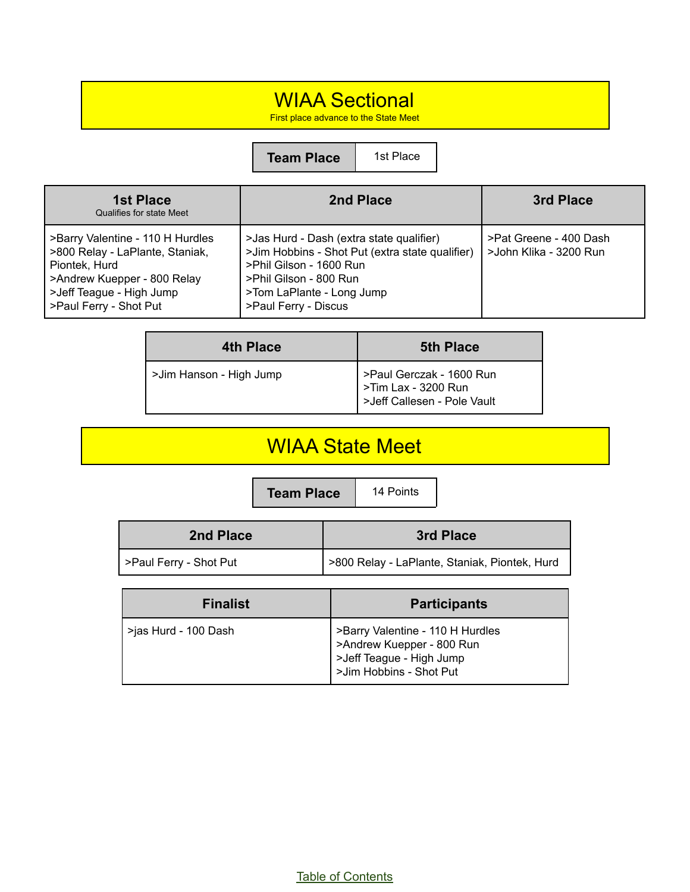# WIAA Sectional

First place advance to the State Meet

| Team Place | 1st Place |
|---|---|

| 1st Place<br>Qualifies for state Meet | 2nd Place | 3rd Place |
|---|---|---|
| >Barry Valentine - 110 H Hurdles<br>>800 Relay - LaPlante, Staniak, Piontek, Hurd<br>>Andrew Kuepper - 800 Relay<br>>Jeff Teague - High Jump<br>>Paul Ferry - Shot Put | >Jas Hurd - Dash (extra state qualifier)<br>>Jim Hobbins - Shot Put (extra state qualifier)<br>>Phil Gilson - 1600 Run<br>>Phil Gilson - 800 Run<br>>Tom LaPlante - Long Jump<br>>Paul Ferry - Discus | >Pat Greene - 400 Dash<br>>John Klika - 3200 Run |

| 4th Place | 5th Place |
|---|---|
| >Jim Hanson - High Jump | >Paul Gerczak - 1600 Run<br>>Tim Lax - 3200 Run<br>>Jeff Callesen - Pole Vault |

# WIAA State Meet

| Team Place | 14 Points |
|---|---|

| 2nd Place | 3rd Place |
|---|---|
| >Paul Ferry - Shot Put | >800 Relay - LaPlante, Staniak, Piontek, Hurd |

| Finalist | Participants |
|---|---|
| >jas Hurd - 100 Dash | >Barry Valentine - 110 H Hurdles<br>>Andrew Kuepper - 800 Run<br>>Jeff Teague - High Jump<br>>Jim Hobbins - Shot Put |

Table of Contents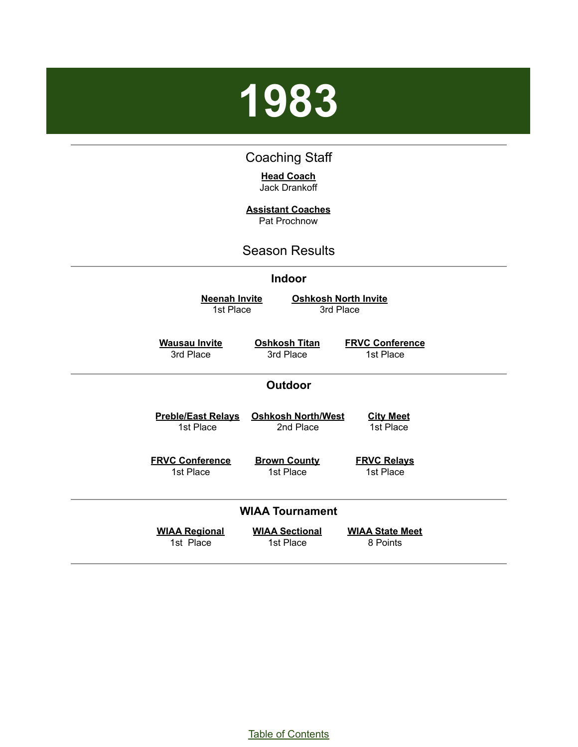# 1983

## Coaching Staff

**Head Coach**
Jack Drankoff

**Assistant Coaches**
Pat Prochnow

## Season Results

### Indoor

| Neenah Invite | Oshkosh North Invite |
|---|---|
| 1st Place | 3rd Place |

| Wausau Invite | Oshkosh Titan | FRVC Conference |
|---|---|---|
| 3rd Place | 3rd Place | 1st Place |

### Outdoor

| Preble/East Relays | Oshkosh North/West | City Meet |
|---|---|---|
| 1st Place | 2nd Place | 1st Place |

| FRVC Conference | Brown County | FRVC Relays |
|---|---|---|
| 1st Place | 1st Place | 1st Place |

### WIAA Tournament

| WIAA Regional | WIAA Sectional | WIAA State Meet |
|---|---|---|
| 1st Place | 1st Place | 8 Points |

Table of Contents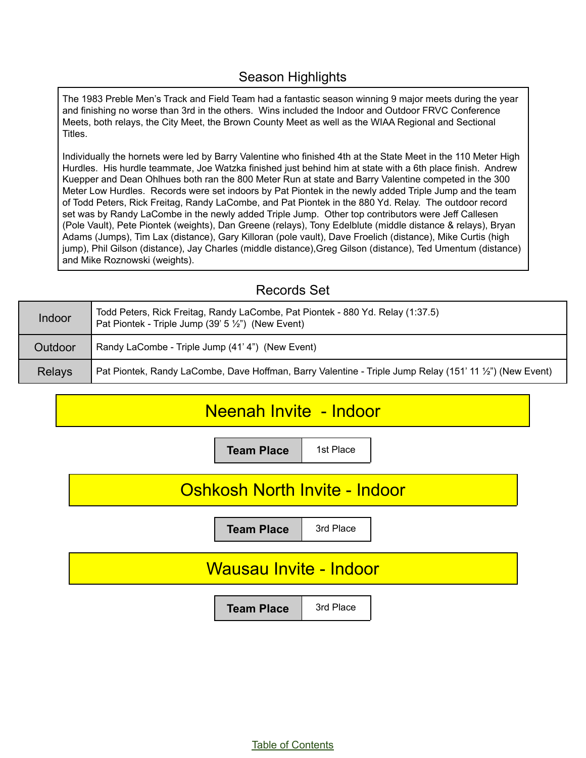## Season Highlights

The 1983 Preble Men's Track and Field Team had a fantastic season winning 9 major meets during the year and finishing no worse than 3rd in the others. Wins included the Indoor and Outdoor FRVC Conference Meets, both relays, the City Meet, the Brown County Meet as well as the WIAA Regional and Sectional Titles.

Individually the hornets were led by Barry Valentine who finished 4th at the State Meet in the 110 Meter High Hurdles. His hurdle teammate, Joe Watzka finished just behind him at state with a 6th place finish. Andrew Kuepper and Dean Ohlhues both ran the 800 Meter Run at state and Barry Valentine competed in the 300 Meter Low Hurdles. Records were set indoors by Pat Piontek in the newly added Triple Jump and the team of Todd Peters, Rick Freitag, Randy LaCombe, and Pat Piontek in the 880 Yd. Relay. The outdoor record set was by Randy LaCombe in the newly added Triple Jump. Other top contributors were Jeff Callesen (Pole Vault), Pete Piontek (weights), Dan Greene (relays), Tony Edelblute (middle distance & relays), Bryan Adams (Jumps), Tim Lax (distance), Gary Killoran (pole vault), Dave Froelich (distance), Mike Curtis (high jump), Phil Gilson (distance), Jay Charles (middle distance),Greg Gilson (distance), Ted Umentum (distance) and Mike Roznowski (weights).

## Records Set

| | |
|---|---|
| Indoor | Todd Peters, Rick Freitag, Randy LaCombe, Pat Piontek - 880 Yd. Relay (1:37.5)<br>Pat Piontek - Triple Jump (39' 5 ½") (New Event) |
| Outdoor | Randy LaCombe - Triple Jump (41' 4") (New Event) |
| Relays | Pat Piontek, Randy LaCombe, Dave Hoffman, Barry Valentine - Triple Jump Relay (151' 11 ½") (New Event) |

## Neenah Invite - Indoor

| Team Place | 1st Place |
|---|---|

## Oshkosh North Invite - Indoor

| Team Place | 3rd Place |
|---|---|

## Wausau Invite - Indoor

| Team Place | 3rd Place |
|---|---|

Table of Contents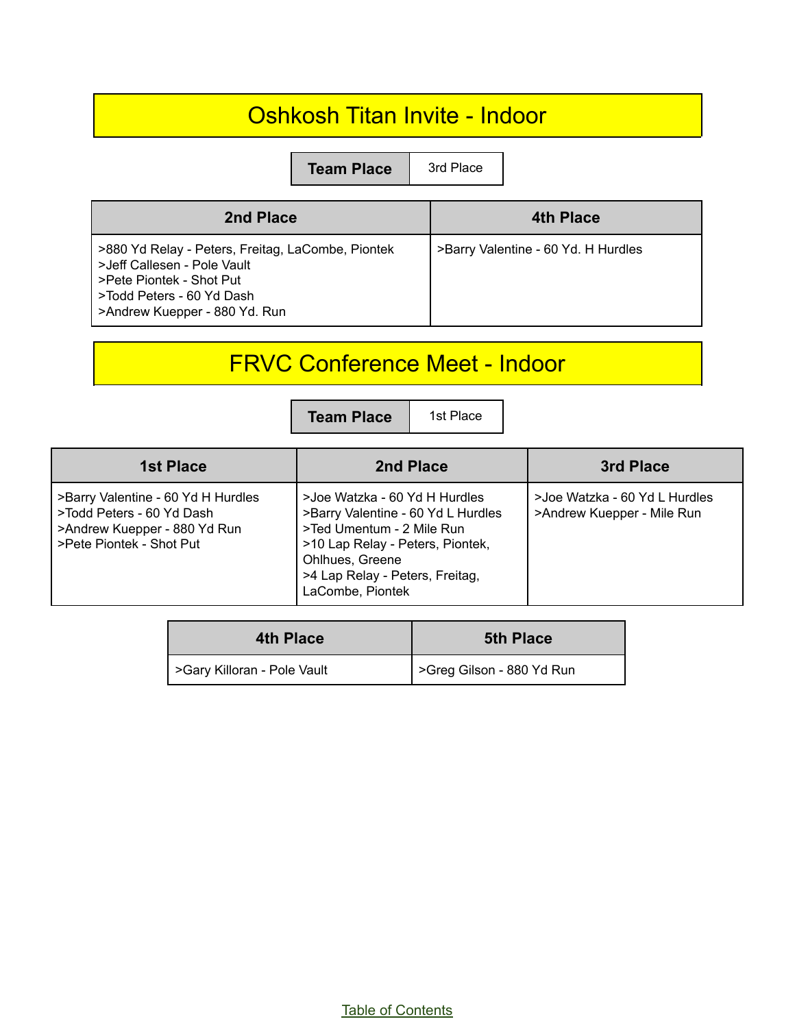# Oshkosh Titan Invite - Indoor

| Team Place | 3rd Place |
|---|---|

| 2nd Place | 4th Place |
|---|---|
| >880 Yd Relay - Peters, Freitag, LaCombe, Piontek<br>>Jeff Callesen - Pole Vault<br>>Pete Piontek - Shot Put<br>>Todd Peters - 60 Yd Dash<br>>Andrew Kuepper - 880 Yd. Run | >Barry Valentine - 60 Yd. H Hurdles |

# FRVC Conference Meet - Indoor

| Team Place | 1st Place |
|---|---|

| 1st Place | 2nd Place | 3rd Place |
|---|---|---|
| >Barry Valentine - 60 Yd H Hurdles<br>>Todd Peters - 60 Yd Dash<br>>Andrew Kuepper - 880 Yd Run<br>>Pete Piontek - Shot Put | >Joe Watzka - 60 Yd H Hurdles<br>>Barry Valentine - 60 Yd L Hurdles<br>>Ted Umentum - 2 Mile Run<br>>10 Lap Relay - Peters, Piontek, Ohlhues, Greene<br>>4 Lap Relay - Peters, Freitag, LaCombe, Piontek | >Joe Watzka - 60 Yd L Hurdles<br>>Andrew Kuepper - Mile Run |

| 4th Place | 5th Place |
|---|---|
| >Gary Killoran - Pole Vault | >Greg Gilson - 880 Yd Run |

Table of Contents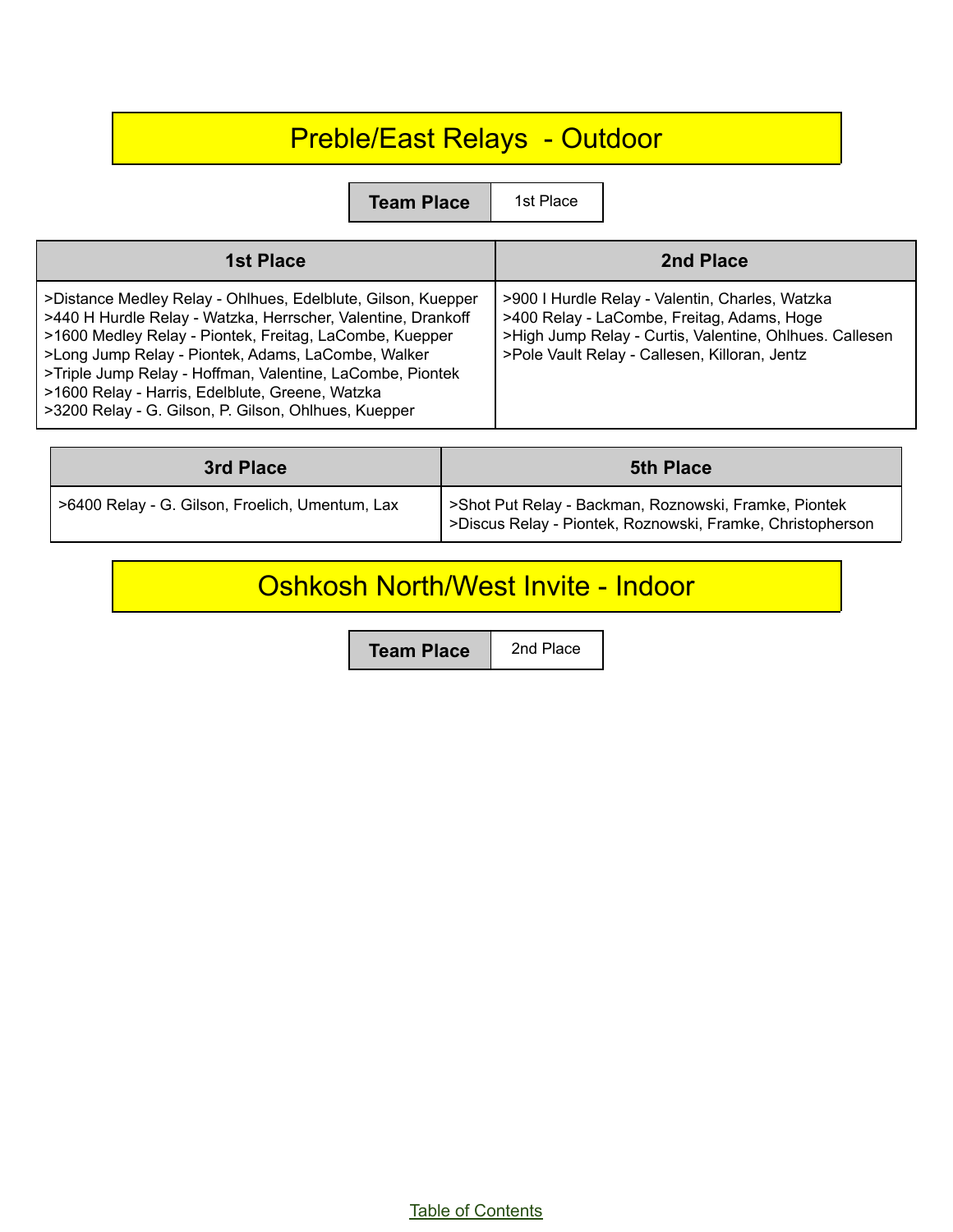# Preble/East Relays - Outdoor

| Team Place | 1st Place |
|---|---|

| 1st Place | 2nd Place |
|---|---|
| >Distance Medley Relay - Ohlhues, Edelblute, Gilson, Kuepper<br>>440 H Hurdle Relay - Watzka, Herrscher, Valentine, Drankoff<br>>1600 Medley Relay - Piontek, Freitag, LaCombe, Kuepper<br>>Long Jump Relay - Piontek, Adams, LaCombe, Walker<br>>Triple Jump Relay - Hoffman, Valentine, LaCombe, Piontek<br>>1600 Relay - Harris, Edelblute, Greene, Watzka<br>>3200 Relay - G. Gilson, P. Gilson, Ohlhues, Kuepper | >900 I Hurdle Relay - Valentin, Charles, Watzka<br>>400 Relay - LaCombe, Freitag, Adams, Hoge<br>>High Jump Relay - Curtis, Valentine, Ohlhues. Callesen<br>>Pole Vault Relay - Callesen, Killoran, Jentz |

| 3rd Place | 5th Place |
|---|---|
| >6400 Relay - G. Gilson, Froelich, Umentum, Lax | >Shot Put Relay - Backman, Roznowski, Framke, Piontek<br>>Discus Relay - Piontek, Roznowski, Framke, Christopherson |

# Oshkosh North/West Invite - Indoor

| Team Place | 2nd Place |
|---|---|

Table of Contents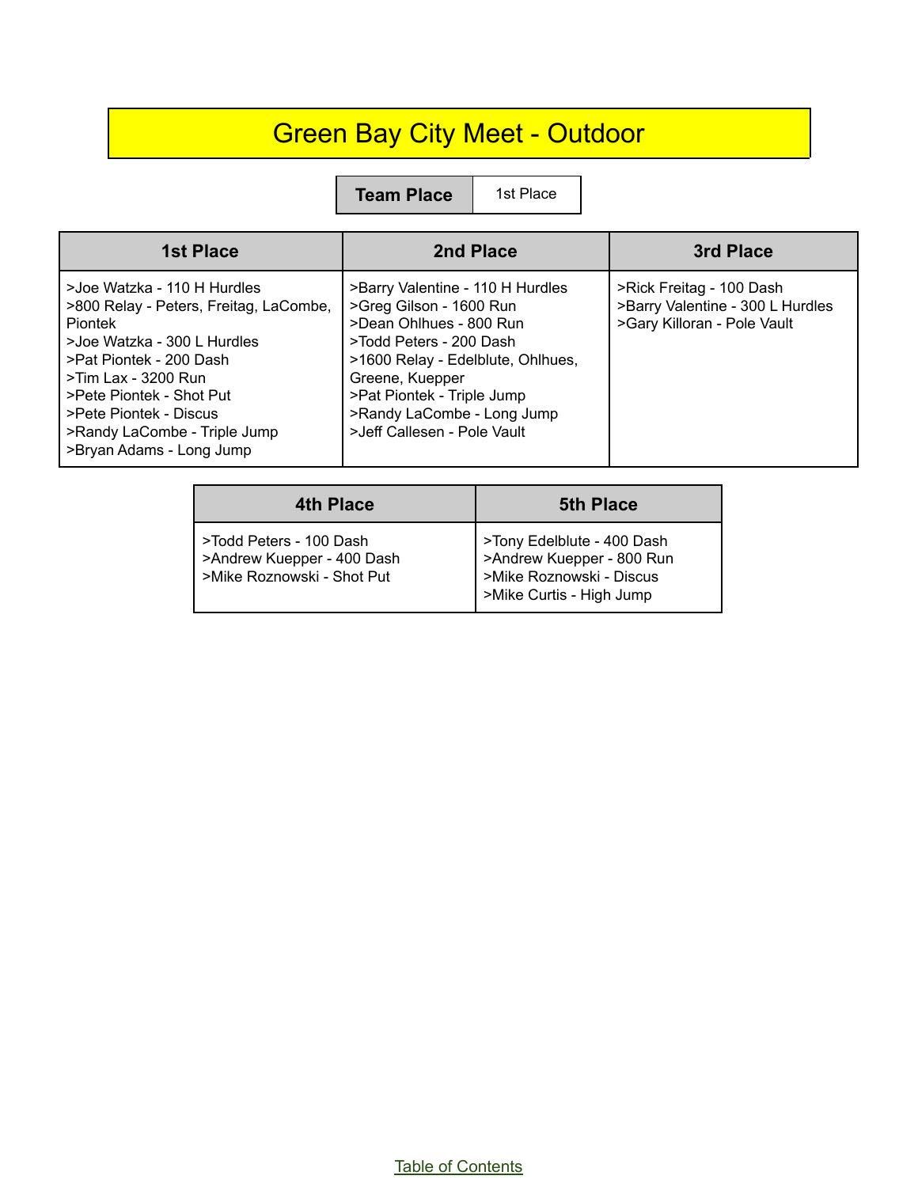# Green Bay City Meet - Outdoor

| Team Place | 1st Place |
|---|---|

| 1st Place | 2nd Place | 3rd Place |
|---|---|---|
| >Joe Watzka - 110 H Hurdles<br>>800 Relay - Peters, Freitag, LaCombe, Piontek<br>>Joe Watzka - 300 L Hurdles<br>>Pat Piontek - 200 Dash<br>>Tim Lax - 3200 Run<br>>Pete Piontek - Shot Put<br>>Pete Piontek - Discus<br>>Randy LaCombe - Triple Jump<br>>Bryan Adams - Long Jump | >Barry Valentine - 110 H Hurdles<br>>Greg Gilson - 1600 Run<br>>Dean Ohlhues - 800 Run<br>>Todd Peters - 200 Dash<br>>1600 Relay - Edelblute, Ohlhues, Greene, Kuepper<br>>Pat Piontek - Triple Jump<br>>Randy LaCombe - Long Jump<br>>Jeff Callesen - Pole Vault | >Rick Freitag - 100 Dash<br>>Barry Valentine - 300 L Hurdles<br>>Gary Killoran - Pole Vault |

| 4th Place | 5th Place |
|---|---|
| >Todd Peters - 100 Dash<br>>Andrew Kuepper - 400 Dash<br>>Mike Roznowski - Shot Put | >Tony Edelblute - 400 Dash<br>>Andrew Kuepper - 800 Run<br>>Mike Roznowski - Discus<br>>Mike Curtis - High Jump |

Table of Contents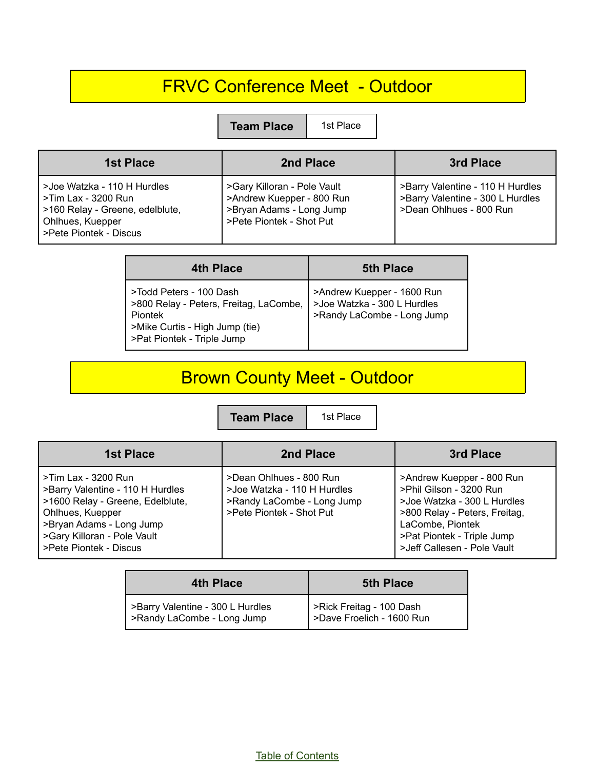# FRVC Conference Meet - Outdoor

| Team Place | 1st Place |
| --- | --- |

| 1st Place | 2nd Place | 3rd Place |
| --- | --- | --- |
| >Joe Watzka - 110 H Hurdles<br>>Tim Lax - 3200 Run<br>>160 Relay - Greene, edelblute, Ohlhues, Kuepper<br>>Pete Piontek - Discus | >Gary Killoran - Pole Vault<br>>Andrew Kuepper - 800 Run<br>>Bryan Adams - Long Jump<br>>Pete Piontek - Shot Put | >Barry Valentine - 110 H Hurdles<br>>Barry Valentine - 300 L Hurdles<br>>Dean Ohlhues - 800 Run |

| 4th Place | 5th Place |
| --- | --- |
| >Todd Peters - 100 Dash<br>>800 Relay - Peters, Freitag, LaCombe, Piontek<br>>Mike Curtis - High Jump (tie)<br>>Pat Piontek - Triple Jump | >Andrew Kuepper - 1600 Run<br>>Joe Watzka - 300 L Hurdles<br>>Randy LaCombe - Long Jump |

# Brown County Meet - Outdoor

| Team Place | 1st Place |
| --- | --- |

| 1st Place | 2nd Place | 3rd Place |
| --- | --- | --- |
| >Tim Lax - 3200 Run<br>>Barry Valentine - 110 H Hurdles<br>>1600 Relay - Greene, Edelblute, Ohlhues, Kuepper<br>>Bryan Adams - Long Jump<br>>Gary Killoran - Pole Vault<br>>Pete Piontek - Discus | >Dean Ohlhues - 800 Run<br>>Joe Watzka - 110 H Hurdles<br>>Randy LaCombe - Long Jump<br>>Pete Piontek - Shot Put | >Andrew Kuepper - 800 Run<br>>Phil Gilson - 3200 Run<br>>Joe Watzka - 300 L Hurdles<br>>800 Relay - Peters, Freitag, LaCombe, Piontek<br>>Pat Piontek - Triple Jump<br>>Jeff Callesen - Pole Vault |

| 4th Place | 5th Place |
| --- | --- |
| >Barry Valentine - 300 L Hurdles<br>>Randy LaCombe - Long Jump | >Rick Freitag - 100 Dash<br>>Dave Froelich - 1600 Run |

Table of Contents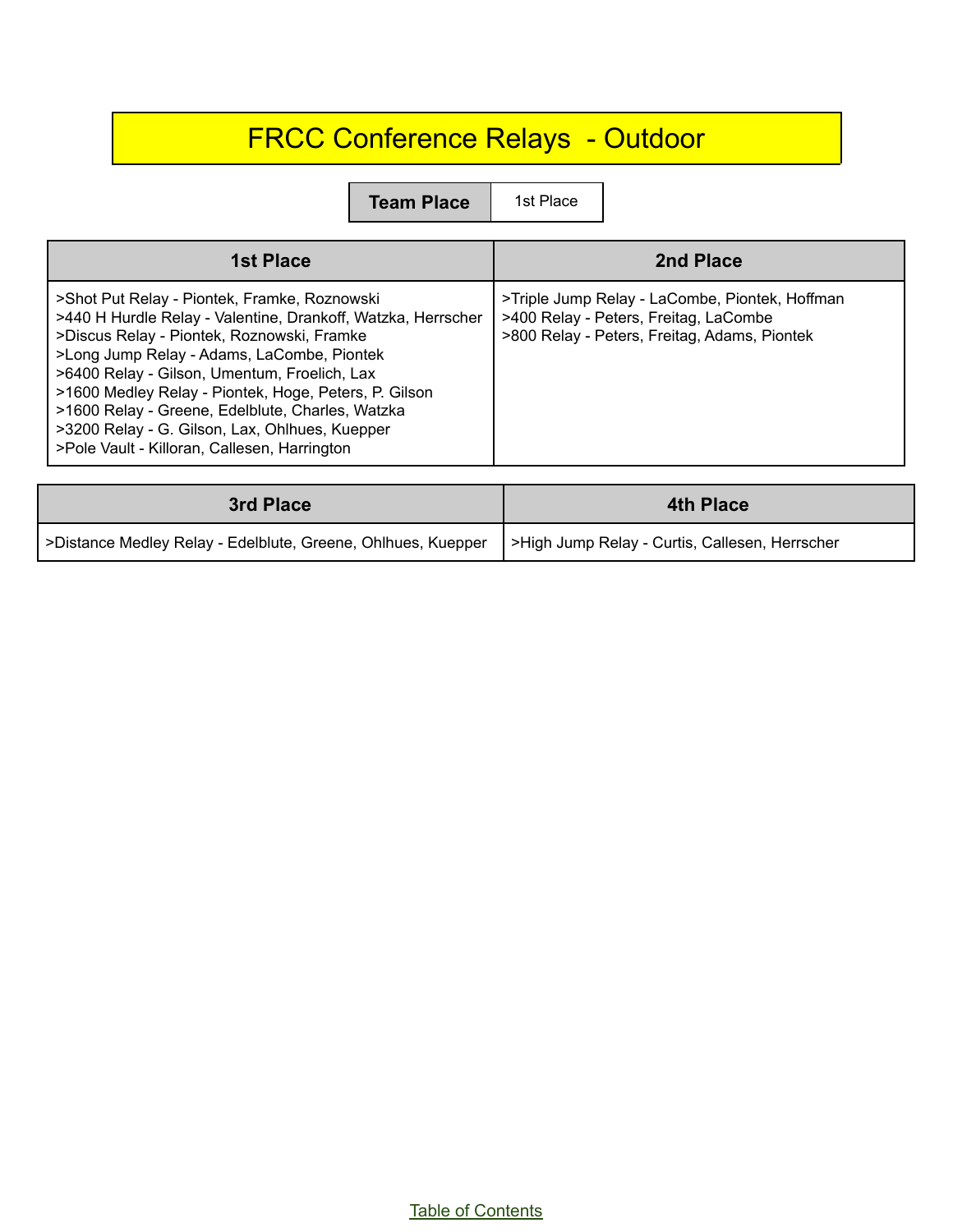# FRCC Conference Relays - Outdoor

| Team Place | 1st Place |
|---|---|

| 1st Place | 2nd Place |
|---|---|
| >Shot Put Relay - Piontek, Framke, Roznowski<br>>440 H Hurdle Relay - Valentine, Drankoff, Watzka, Herrscher<br>>Discus Relay - Piontek, Roznowski, Framke<br>>Long Jump Relay - Adams, LaCombe, Piontek<br>>6400 Relay - Gilson, Umentum, Froelich, Lax<br>>1600 Medley Relay - Piontek, Hoge, Peters, P. Gilson<br>>1600 Relay - Greene, Edelblute, Charles, Watzka<br>>3200 Relay - G. Gilson, Lax, Ohlhues, Kuepper<br>>Pole Vault - Killoran, Callesen, Harrington | >Triple Jump Relay - LaCombe, Piontek, Hoffman<br>>400 Relay - Peters, Freitag, LaCombe<br>>800 Relay - Peters, Freitag, Adams, Piontek |

| 3rd Place | 4th Place |
|---|---|
| >Distance Medley Relay - Edelblute, Greene, Ohlhues, Kuepper | >High Jump Relay - Curtis, Callesen, Herrscher |

Table of Contents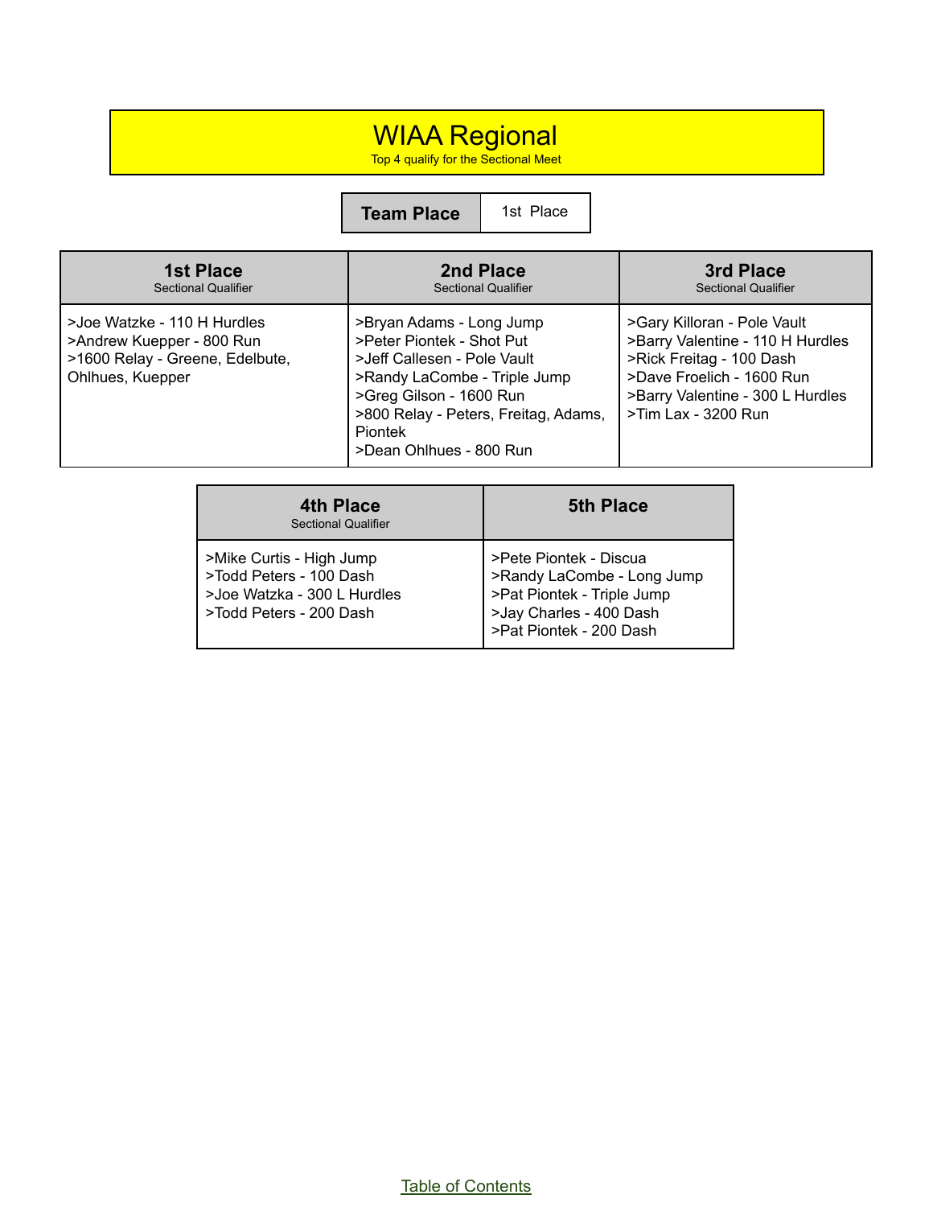# WIAA Regional

Top 4 qualify for the Sectional Meet

| **Team Place** | 1st Place |
|---|---|

| **1st Place**<br>Sectional Qualifier | **2nd Place**<br>Sectional Qualifier | **3rd Place**<br>Sectional Qualifier |
|---|---|---|
| >Joe Watzke - 110 H Hurdles<br>>Andrew Kuepper - 800 Run<br>>1600 Relay - Greene, Edelbute, Ohlhues, Kuepper | >Bryan Adams - Long Jump<br>>Peter Piontek - Shot Put<br>>Jeff Callesen - Pole Vault<br>>Randy LaCombe - Triple Jump<br>>Greg Gilson - 1600 Run<br>>800 Relay - Peters, Freitag, Adams, Piontek<br>>Dean Ohlhues - 800 Run | >Gary Killoran - Pole Vault<br>>Barry Valentine - 110 H Hurdles<br>>Rick Freitag - 100 Dash<br>>Dave Froelich - 1600 Run<br>>Barry Valentine - 300 L Hurdles<br>>Tim Lax - 3200 Run |

| **4th Place**<br>Sectional Qualifier | **5th Place** |
|---|---|
| >Mike Curtis - High Jump<br>>Todd Peters - 100 Dash<br>>Joe Watzka - 300 L Hurdles<br>>Todd Peters - 200 Dash | >Pete Piontek - Discua<br>>Randy LaCombe - Long Jump<br>>Pat Piontek - Triple Jump<br>>Jay Charles - 400 Dash<br>>Pat Piontek - 200 Dash |

Table of Contents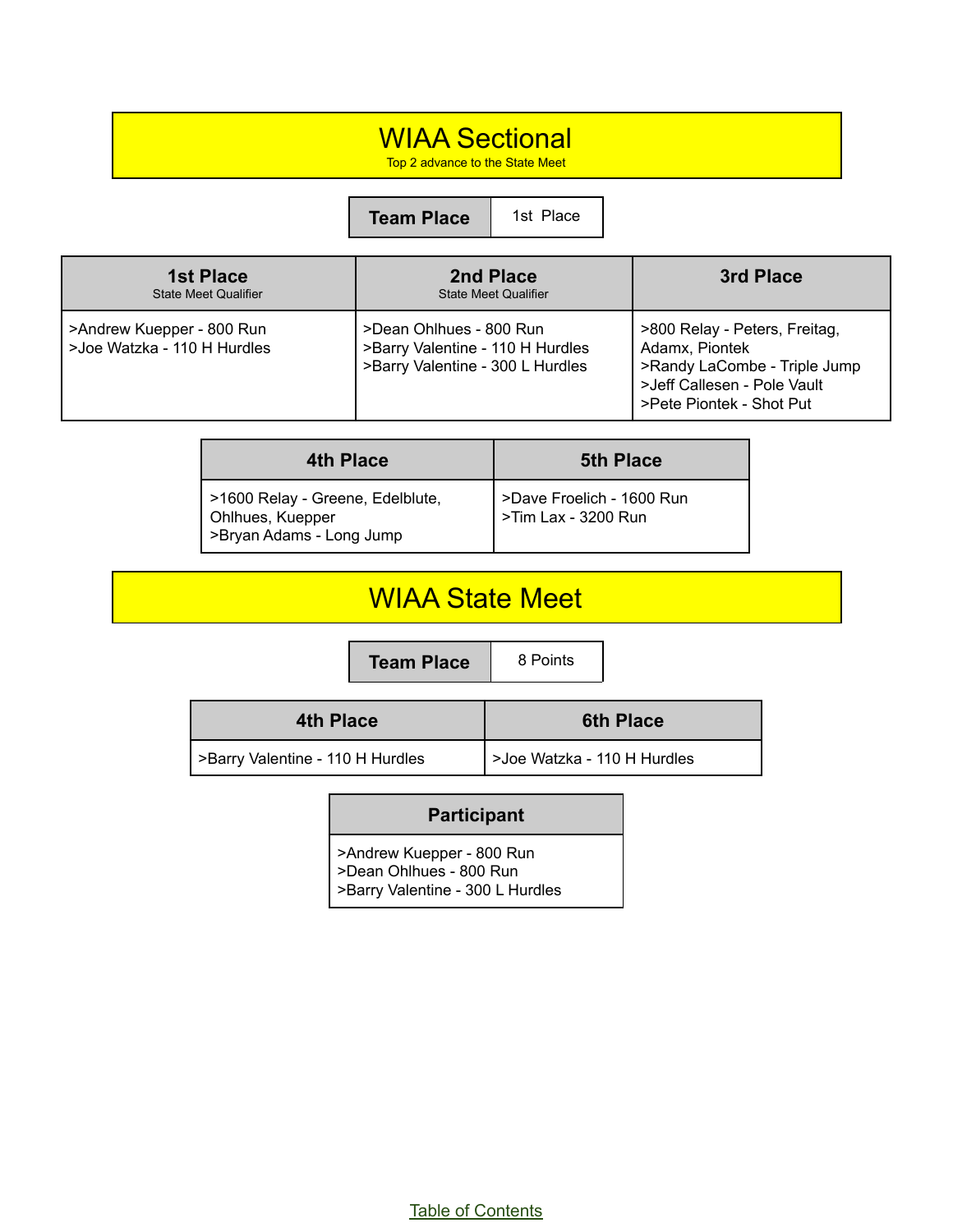# WIAA Sectional

Top 2 advance to the State Meet

| Team Place | 1st Place |
| --- | --- |

| 1st Place<br>State Meet Qualifier | 2nd Place<br>State Meet Qualifier | 3rd Place |
| --- | --- | --- |
| >Andrew Kuepper - 800 Run<br>>Joe Watzka - 110 H Hurdles | >Dean Ohlhues - 800 Run<br>>Barry Valentine - 110 H Hurdles<br>>Barry Valentine - 300 L Hurdles | >800 Relay - Peters, Freitag, Adamx, Piontek<br>>Randy LaCombe - Triple Jump<br>>Jeff Callesen - Pole Vault<br>>Pete Piontek - Shot Put |

| 4th Place | 5th Place |
| --- | --- |
| >1600 Relay - Greene, Edelblute, Ohlhues, Kuepper<br>>Bryan Adams - Long Jump | >Dave Froelich - 1600 Run<br>>Tim Lax - 3200 Run |

# WIAA State Meet

| Team Place | 8 Points |
| --- | --- |

| 4th Place | 6th Place |
| --- | --- |
| >Barry Valentine - 110 H Hurdles | >Joe Watzka - 110 H Hurdles |

| Participant |
| --- |
| >Andrew Kuepper - 800 Run<br>>Dean Ohlhues - 800 Run<br>>Barry Valentine - 300 L Hurdles |

Table of Contents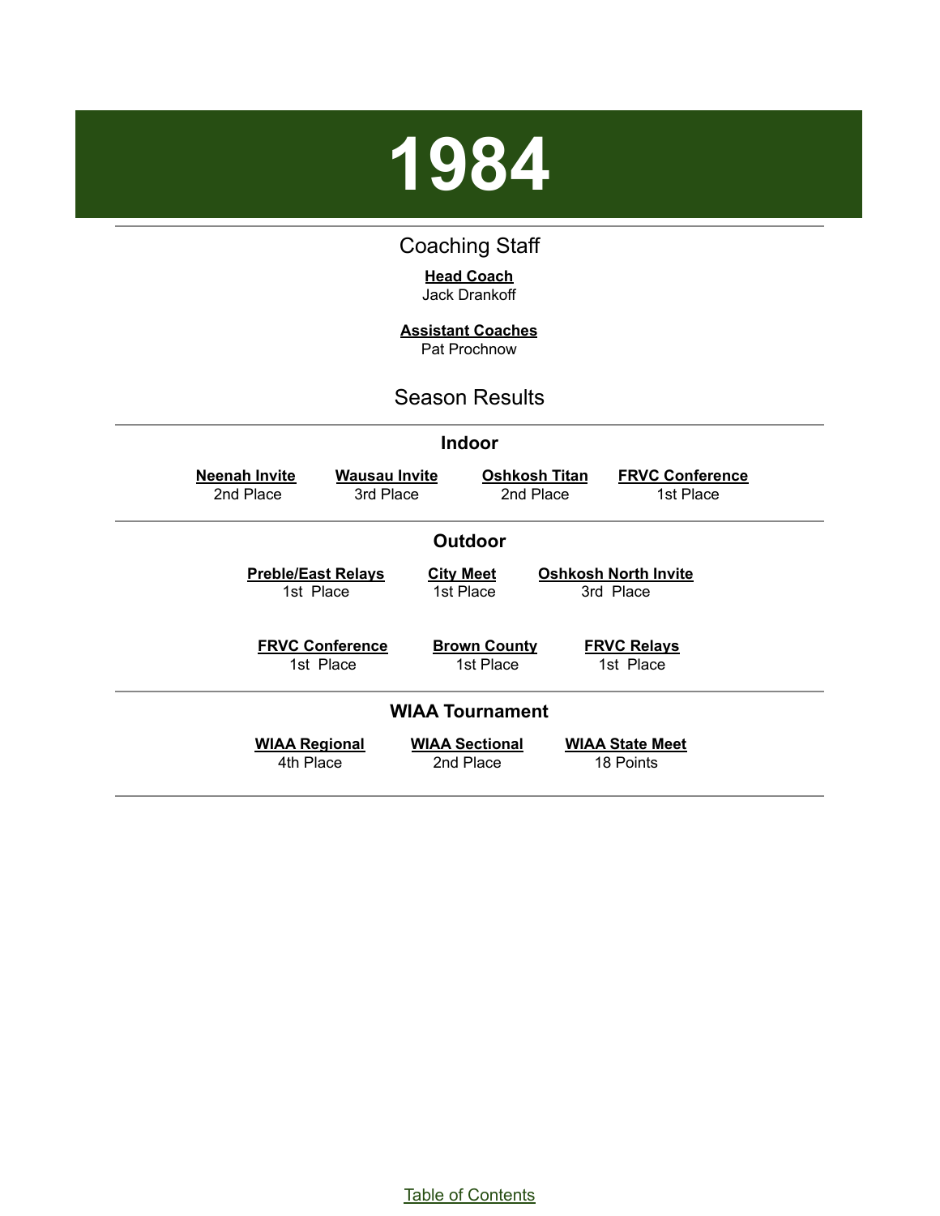# 1984

## Coaching Staff

**Head Coach**
Jack Drankoff

**Assistant Coaches**
Pat Prochnow

## Season Results

### Indoor

| Neenah Invite | Wausau Invite | Oshkosh Titan | FRVC Conference |
| --- | --- | --- | --- |
| 2nd Place | 3rd Place | 2nd Place | 1st Place |

### Outdoor

| Preble/East Relays | City Meet | Oshkosh North Invite |
| --- | --- | --- |
| 1st Place | 1st Place | 3rd Place |

| FRVC Conference | Brown County | FRVC Relays |
| --- | --- | --- |
| 1st Place | 1st Place | 1st Place |

### WIAA Tournament

| WIAA Regional | WIAA Sectional | WIAA State Meet |
| --- | --- | --- |
| 4th Place | 2nd Place | 18 Points |

Table of Contents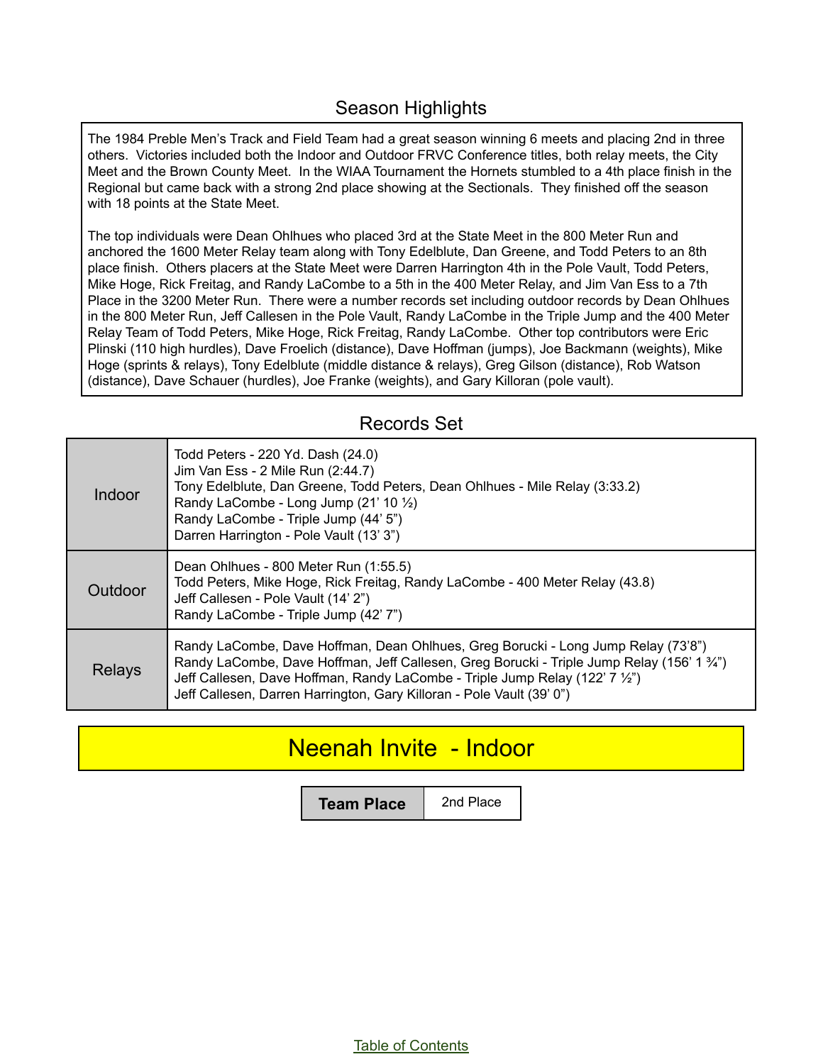## Season Highlights

The 1984 Preble Men's Track and Field Team had a great season winning 6 meets and placing 2nd in three others. Victories included both the Indoor and Outdoor FRVC Conference titles, both relay meets, the City Meet and the Brown County Meet. In the WIAA Tournament the Hornets stumbled to a 4th place finish in the Regional but came back with a strong 2nd place showing at the Sectionals. They finished off the season with 18 points at the State Meet.

The top individuals were Dean Ohlhues who placed 3rd at the State Meet in the 800 Meter Run and anchored the 1600 Meter Relay team along with Tony Edelblute, Dan Greene, and Todd Peters to an 8th place finish. Others placers at the State Meet were Darren Harrington 4th in the Pole Vault, Todd Peters, Mike Hoge, Rick Freitag, and Randy LaCombe to a 5th in the 400 Meter Relay, and Jim Van Ess to a 7th Place in the 3200 Meter Run. There were a number records set including outdoor records by Dean Ohlhues in the 800 Meter Run, Jeff Callesen in the Pole Vault, Randy LaCombe in the Triple Jump and the 400 Meter Relay Team of Todd Peters, Mike Hoge, Rick Freitag, Randy LaCombe. Other top contributors were Eric Plinski (110 high hurdles), Dave Froelich (distance), Dave Hoffman (jumps), Joe Backmann (weights), Mike Hoge (sprints & relays), Tony Edelblute (middle distance & relays), Greg Gilson (distance), Rob Watson (distance), Dave Schauer (hurdles), Joe Franke (weights), and Gary Killoran (pole vault).

## Records Set

| | |
|---|---|
| Indoor | Todd Peters - 220 Yd. Dash (24.0)<br>Jim Van Ess - 2 Mile Run (2:44.7)<br>Tony Edelblute, Dan Greene, Todd Peters, Dean Ohlhues - Mile Relay (3:33.2)<br>Randy LaCombe - Long Jump (21' 10 ½)<br>Randy LaCombe - Triple Jump (44' 5")<br>Darren Harrington - Pole Vault (13' 3") |
| Outdoor | Dean Ohlhues - 800 Meter Run (1:55.5)<br>Todd Peters, Mike Hoge, Rick Freitag, Randy LaCombe - 400 Meter Relay (43.8)<br>Jeff Callesen - Pole Vault (14' 2")<br>Randy LaCombe - Triple Jump (42' 7") |
| Relays | Randy LaCombe, Dave Hoffman, Dean Ohlhues, Greg Borucki - Long Jump Relay (73'8")<br>Randy LaCombe, Dave Hoffman, Jeff Callesen, Greg Borucki - Triple Jump Relay (156' 1 ¾")<br>Jeff Callesen, Dave Hoffman, Randy LaCombe - Triple Jump Relay (122' 7 ½")<br>Jeff Callesen, Darren Harrington, Gary Killoran - Pole Vault (39' 0") |

# Neenah Invite - Indoor

| **Team Place** | 2nd Place |
|---|---|

Table of Contents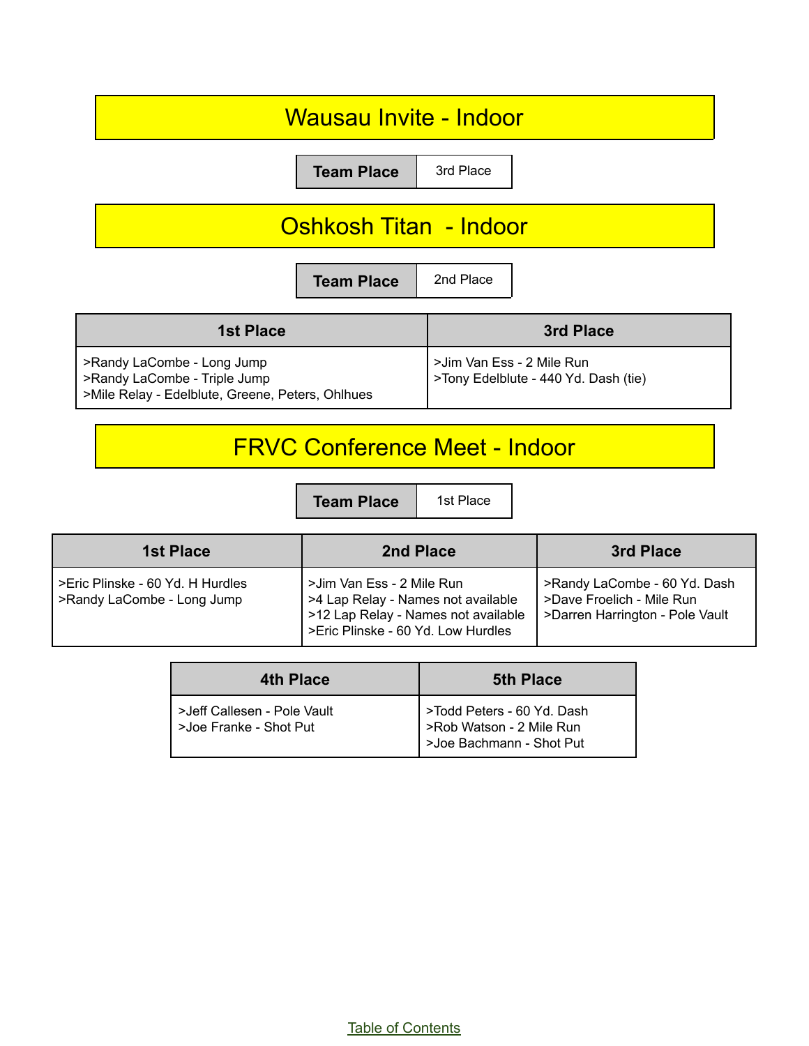# Wausau Invite - Indoor

| Team Place | 3rd Place |
| --- | --- |

# Oshkosh Titan  - Indoor

| Team Place | 2nd Place |
| --- | --- |

| 1st Place | 3rd Place |
| --- | --- |
| >Randy LaCombe - Long Jump<br>>Randy LaCombe - Triple Jump<br>>Mile Relay - Edelblute, Greene, Peters, Ohlhues | >Jim Van Ess - 2 Mile Run<br>>Tony Edelblute - 440 Yd. Dash (tie) |

# FRVC Conference Meet - Indoor

| Team Place | 1st Place |
| --- | --- |

| 1st Place | 2nd Place | 3rd Place |
| --- | --- | --- |
| >Eric Plinske - 60 Yd. H Hurdles<br>>Randy LaCombe - Long Jump | >Jim Van Ess - 2 Mile Run<br>>4 Lap Relay - Names not available<br>>12 Lap Relay - Names not available<br>>Eric Plinske - 60 Yd. Low Hurdles | >Randy LaCombe - 60 Yd. Dash<br>>Dave Froelich - Mile Run<br>>Darren Harrington - Pole Vault |

| 4th Place | 5th Place |
| --- | --- |
| >Jeff Callesen - Pole Vault<br>>Joe Franke - Shot Put | >Todd Peters - 60 Yd. Dash<br>>Rob Watson - 2 Mile Run<br>>Joe Bachmann - Shot Put |

Table of Contents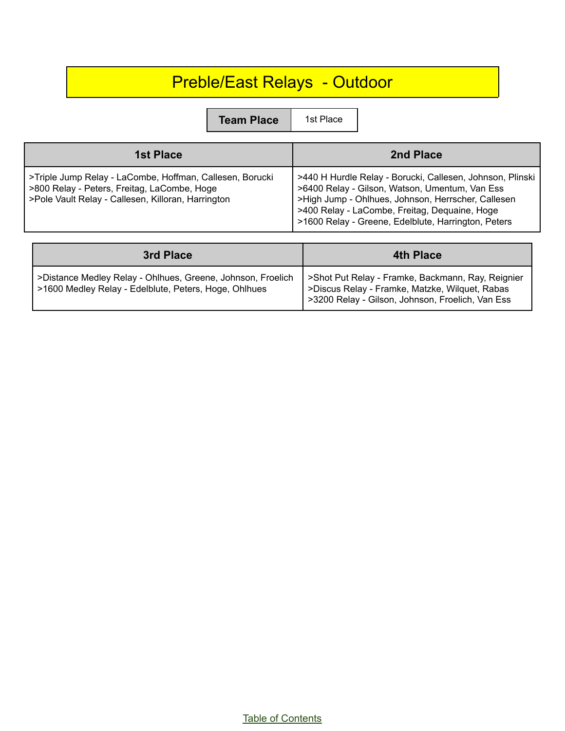# Preble/East Relays - Outdoor

| Team Place | 1st Place |
| --- | --- |

| 1st Place | 2nd Place |
| --- | --- |
| >Triple Jump Relay - LaCombe, Hoffman, Callesen, Borucki<br>>800 Relay - Peters, Freitag, LaCombe, Hoge<br>>Pole Vault Relay - Callesen, Killoran, Harrington | >440 H Hurdle Relay - Borucki, Callesen, Johnson, Plinski<br>>6400 Relay - Gilson, Watson, Umentum, Van Ess<br>>High Jump - Ohlhues, Johnson, Herrscher, Callesen<br>>400 Relay - LaCombe, Freitag, Dequaine, Hoge<br>>1600 Relay - Greene, Edelblute, Harrington, Peters |

| 3rd Place | 4th Place |
| --- | --- |
| >Distance Medley Relay - Ohlhues, Greene, Johnson, Froelich<br>>1600 Medley Relay - Edelblute, Peters, Hoge, Ohlhues | >Shot Put Relay - Framke, Backmann, Ray, Reignier<br>>Discus Relay - Framke, Matzke, Wilquet, Rabas<br>>3200 Relay - Gilson, Johnson, Froelich, Van Ess |

Table of Contents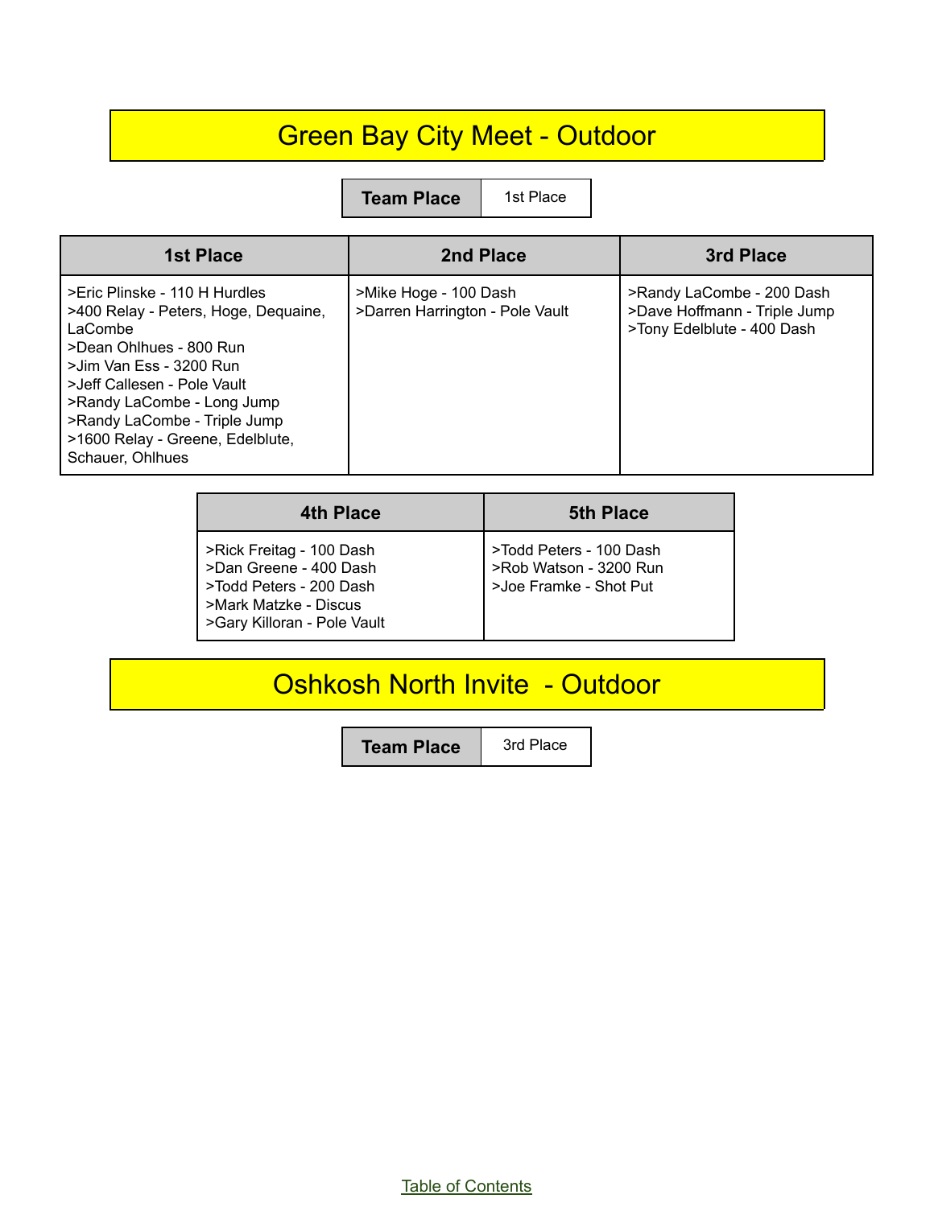# Green Bay City Meet - Outdoor

| Team Place | 1st Place |
|---|---|

| 1st Place | 2nd Place | 3rd Place |
|---|---|---|
| >Eric Plinske - 110 H Hurdles<br>>400 Relay - Peters, Hoge, Dequaine, LaCombe<br>>Dean Ohlhues - 800 Run<br>>Jim Van Ess - 3200 Run<br>>Jeff Callesen - Pole Vault<br>>Randy LaCombe - Long Jump<br>>Randy LaCombe - Triple Jump<br>>1600 Relay - Greene, Edelblute, Schauer, Ohlhues | >Mike Hoge - 100 Dash<br>>Darren Harrington - Pole Vault | >Randy LaCombe - 200 Dash<br>>Dave Hoffmann - Triple Jump<br>>Tony Edelblute - 400 Dash |

| 4th Place | 5th Place |
|---|---|
| >Rick Freitag - 100 Dash<br>>Dan Greene - 400 Dash<br>>Todd Peters - 200 Dash<br>>Mark Matzke - Discus<br>>Gary Killoran - Pole Vault | >Todd Peters - 100 Dash<br>>Rob Watson - 3200 Run<br>>Joe Framke - Shot Put |

# Oshkosh North Invite - Outdoor

| Team Place | 3rd Place |
|---|---|

Table of Contents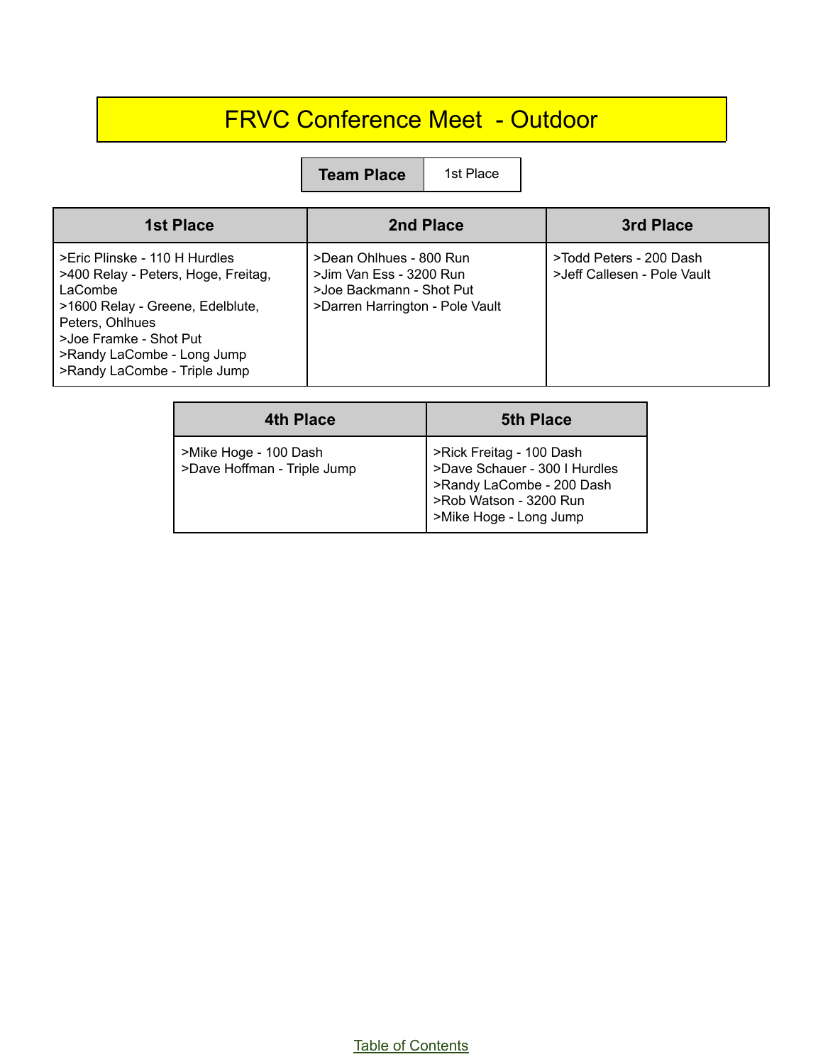# FRVC Conference Meet - Outdoor

| Team Place | 1st Place |
|---|---|

| 1st Place | 2nd Place | 3rd Place |
|---|---|---|
| >Eric Plinske - 110 H Hurdles<br>>400 Relay - Peters, Hoge, Freitag, LaCombe<br>>1600 Relay - Greene, Edelblute, Peters, Ohlhues<br>>Joe Framke - Shot Put<br>>Randy LaCombe - Long Jump<br>>Randy LaCombe - Triple Jump | >Dean Ohlhues - 800 Run<br>>Jim Van Ess - 3200 Run<br>>Joe Backmann - Shot Put<br>>Darren Harrington - Pole Vault | >Todd Peters - 200 Dash<br>>Jeff Callesen - Pole Vault |

| 4th Place | 5th Place |
|---|---|
| >Mike Hoge - 100 Dash<br>>Dave Hoffman - Triple Jump | >Rick Freitag - 100 Dash<br>>Dave Schauer - 300 I Hurdles<br>>Randy LaCombe - 200 Dash<br>>Rob Watson - 3200 Run<br>>Mike Hoge - Long Jump |

Table of Contents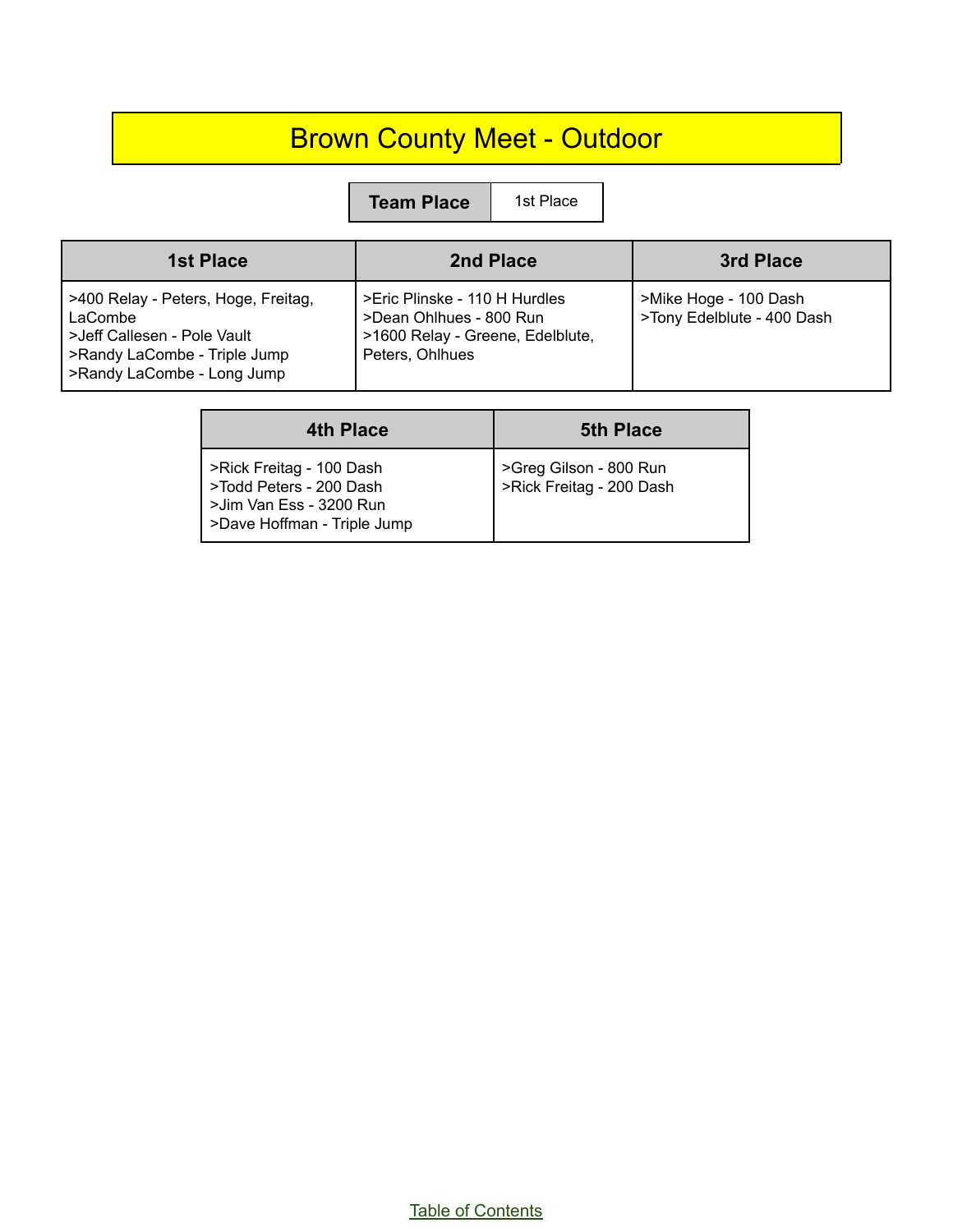# Brown County Meet - Outdoor

| Team Place | 1st Place |
| --- | --- |

| 1st Place | 2nd Place | 3rd Place |
| --- | --- | --- |
| >400 Relay - Peters, Hoge, Freitag, LaCombe<br>>Jeff Callesen - Pole Vault<br>>Randy LaCombe - Triple Jump<br>>Randy LaCombe - Long Jump | >Eric Plinske - 110 H Hurdles<br>>Dean Ohlhues - 800 Run<br>>1600 Relay - Greene, Edelblute, Peters, Ohlhues | >Mike Hoge - 100 Dash<br>>Tony Edelblute - 400 Dash |

| 4th Place | 5th Place |
| --- | --- |
| >Rick Freitag - 100 Dash<br>>Todd Peters - 200 Dash<br>>Jim Van Ess - 3200 Run<br>>Dave Hoffman - Triple Jump | >Greg Gilson - 800 Run<br>>Rick Freitag - 200 Dash |

Table of Contents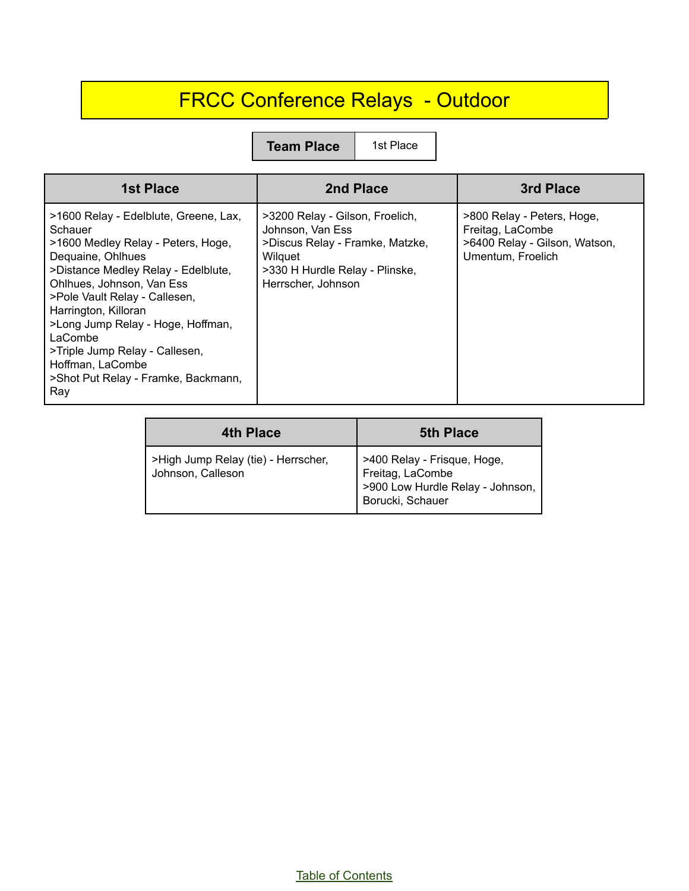# FRCC Conference Relays - Outdoor

| Team Place | 1st Place |
|---|---|

| 1st Place | 2nd Place | 3rd Place |
|---|---|---|
| >1600 Relay - Edelblute, Greene, Lax, Schauer<br>>1600 Medley Relay - Peters, Hoge, Dequaine, Ohlhues<br>>Distance Medley Relay - Edelblute, Ohlhues, Johnson, Van Ess<br>>Pole Vault Relay - Callesen, Harrington, Killoran<br>>Long Jump Relay - Hoge, Hoffman, LaCombe<br>>Triple Jump Relay - Callesen, Hoffman, LaCombe<br>>Shot Put Relay - Framke, Backmann, Ray | >3200 Relay - Gilson, Froelich, Johnson, Van Ess<br>>Discus Relay - Framke, Matzke, Wilquet<br>>330 H Hurdle Relay - Plinske, Herrscher, Johnson | >800 Relay - Peters, Hoge, Freitag, LaCombe<br>>6400 Relay - Gilson, Watson, Umentum, Froelich |

| 4th Place | 5th Place |
|---|---|
| >High Jump Relay (tie) - Herrscher, Johnson, Calleson | >400 Relay - Frisque, Hoge, Freitag, LaCombe<br>>900 Low Hurdle Relay - Johnson, Borucki, Schauer |

Table of Contents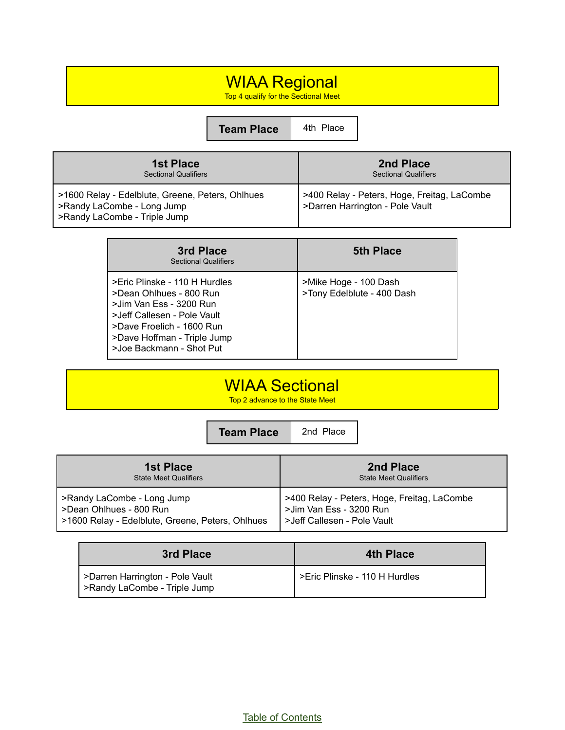# WIAA Regional

Top 4 qualify for the Sectional Meet

| Team Place | 4th Place |
|---|---|

| 1st Place<br>Sectional Qualifiers | 2nd Place<br>Sectional Qualifiers |
|---|---|
| >1600 Relay - Edelblute, Greene, Peters, Ohlhues<br>>Randy LaCombe - Long Jump<br>>Randy LaCombe - Triple Jump | >400 Relay - Peters, Hoge, Freitag, LaCombe<br>>Darren Harrington - Pole Vault |

| 3rd Place<br>Sectional Qualifiers | 5th Place |
|---|---|
| >Eric Plinske - 110 H Hurdles<br>>Dean Ohlhues - 800 Run<br>>Jim Van Ess - 3200 Run<br>>Jeff Callesen - Pole Vault<br>>Dave Froelich - 1600 Run<br>>Dave Hoffman - Triple Jump<br>>Joe Backmann - Shot Put | >Mike Hoge - 100 Dash<br>>Tony Edelblute - 400 Dash |

# WIAA Sectional

Top 2 advance to the State Meet

| Team Place | 2nd Place |
|---|---|

| 1st Place<br>State Meet Qualifiers | 2nd Place<br>State Meet Qualifiers |
|---|---|
| >Randy LaCombe - Long Jump<br>>Dean Ohlhues - 800 Run<br>>1600 Relay - Edelblute, Greene, Peters, Ohlhues | >400 Relay - Peters, Hoge, Freitag, LaCombe<br>>Jim Van Ess - 3200 Run<br>>Jeff Callesen - Pole Vault |

| 3rd Place | 4th Place |
|---|---|
| >Darren Harrington - Pole Vault<br>>Randy LaCombe - Triple Jump | >Eric Plinske - 110 H Hurdles |

Table of Contents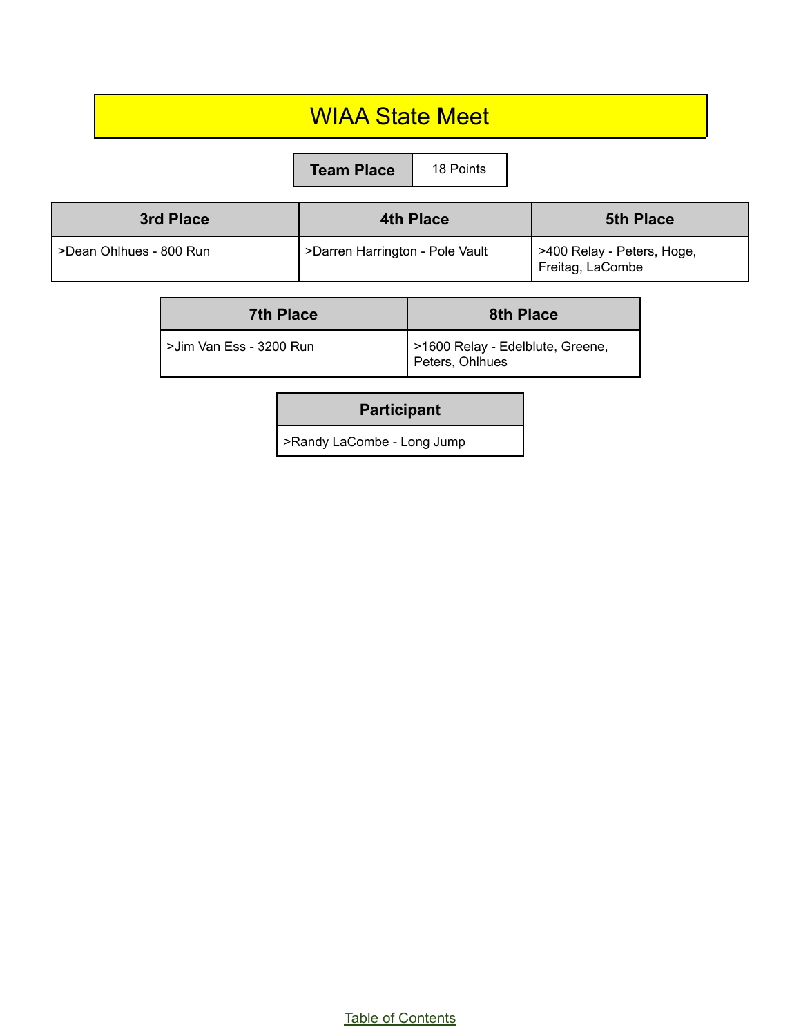# WIAA State Meet

| Team Place | 18 Points |
| --- | --- |

| 3rd Place | 4th Place | 5th Place |
| --- | --- | --- |
| >Dean Ohlhues - 800 Run | >Darren Harrington - Pole Vault | >400 Relay - Peters, Hoge, Freitag, LaCombe |

| 7th Place | 8th Place |
| --- | --- |
| >Jim Van Ess - 3200 Run | >1600 Relay - Edelblute, Greene, Peters, Ohlhues |

| Participant |
| --- |
| >Randy LaCombe - Long Jump |

Table of Contents